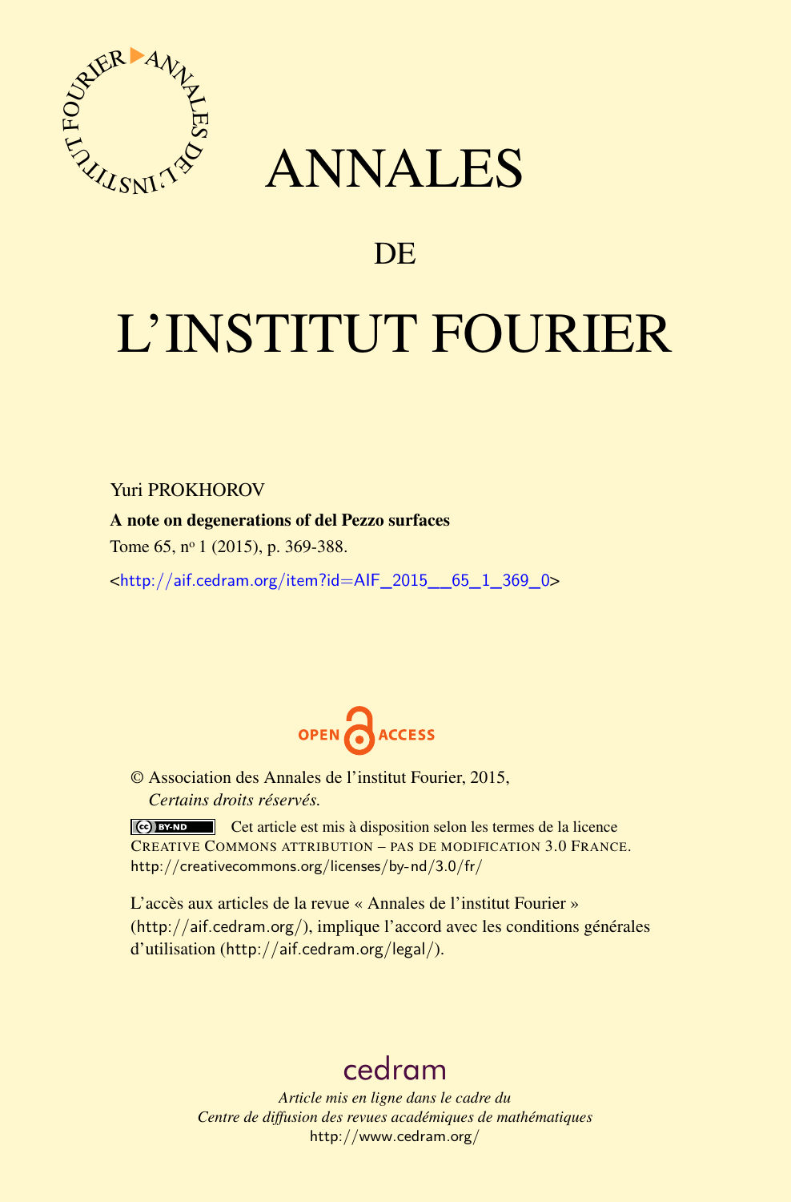# ANNALES

## DE

# L'INSTITUT FOURIER

Yuri PROKHOROV

**A note on degenerations of del Pezzo surfaces**

Tome 65, nº 1 (2015), p. 369-388.

<http://aif.cedram.org/item?id=AIF_2015__65_1_369_0>

OPEN ACCESS

© Association des Annales de l'institut Fourier, 2015,
*Certains droits réservés.*

Cet article est mis à disposition selon les termes de la licence
CREATIVE COMMONS ATTRIBUTION – PAS DE MODIFICATION 3.0 FRANCE.
http://creativecommons.org/licenses/by-nd/3.0/fr/

L'accès aux articles de la revue « Annales de l'institut Fourier »
(http://aif.cedram.org/), implique l'accord avec les conditions générales
d'utilisation (http://aif.cedram.org/legal/).

cedram

*Article mis en ligne dans le cadre du*
*Centre de diffusion des revues académiques de mathématiques*
http://www.cedram.org/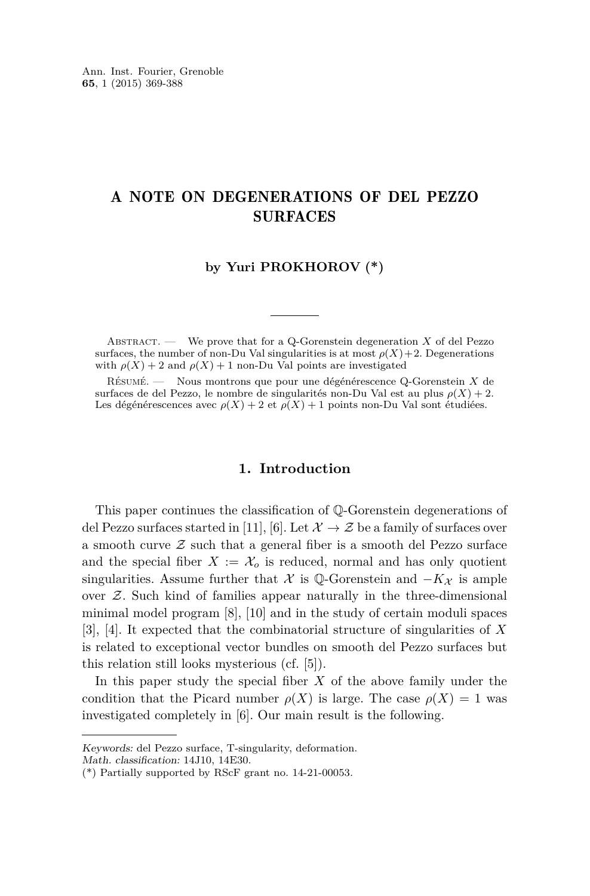# A NOTE ON DEGENERATIONS OF DEL PEZZO SURFACES

**by Yuri PROKHOROV (\*)**

Abstract. — We prove that for a Q-Gorenstein degeneration $X$ of del Pezzo surfaces, the number of non-Du Val singularities is at most $\rho(X)+2$. Degenerations with $\rho(X)+2$ and $\rho(X)+1$ non-Du Val points are investigated

Résumé. — Nous montrons que pour une dégénérescence Q-Gorenstein $X$ de surfaces de del Pezzo, le nombre de singularités non-Du Val est au plus $\rho(X)+2$. Les dégénérescences avec $\rho(X)+2$ et $\rho(X)+1$ points non-Du Val sont étudiées.

## 1. Introduction

This paper continues the classification of $\mathbb{Q}$-Gorenstein degenerations of del Pezzo surfaces started in [11], [6]. Let $\mathcal{X} \to \mathcal{Z}$ be a family of surfaces over a smooth curve $\mathcal{Z}$ such that a general fiber is a smooth del Pezzo surface and the special fiber $X := \mathcal{X}_o$ is reduced, normal and has only quotient singularities. Assume further that $\mathcal{X}$ is $\mathbb{Q}$-Gorenstein and $-K_{\mathcal{X}}$ is ample over $\mathcal{Z}$. Such kind of families appear naturally in the three-dimensional minimal model program [8], [10] and in the study of certain moduli spaces [3], [4]. It expected that the combinatorial structure of singularities of $X$ is related to exceptional vector bundles on smooth del Pezzo surfaces but this relation still looks mysterious (cf. [5]).

In this paper study the special fiber $X$ of the above family under the condition that the Picard number $\rho(X)$ is large. The case $\rho(X) = 1$ was investigated completely in [6]. Our main result is the following.

*Keywords:* del Pezzo surface, T-singularity, deformation.
*Math. classification:* 14J10, 14E30.
(\*) Partially supported by RScF grant no. 14-21-00053.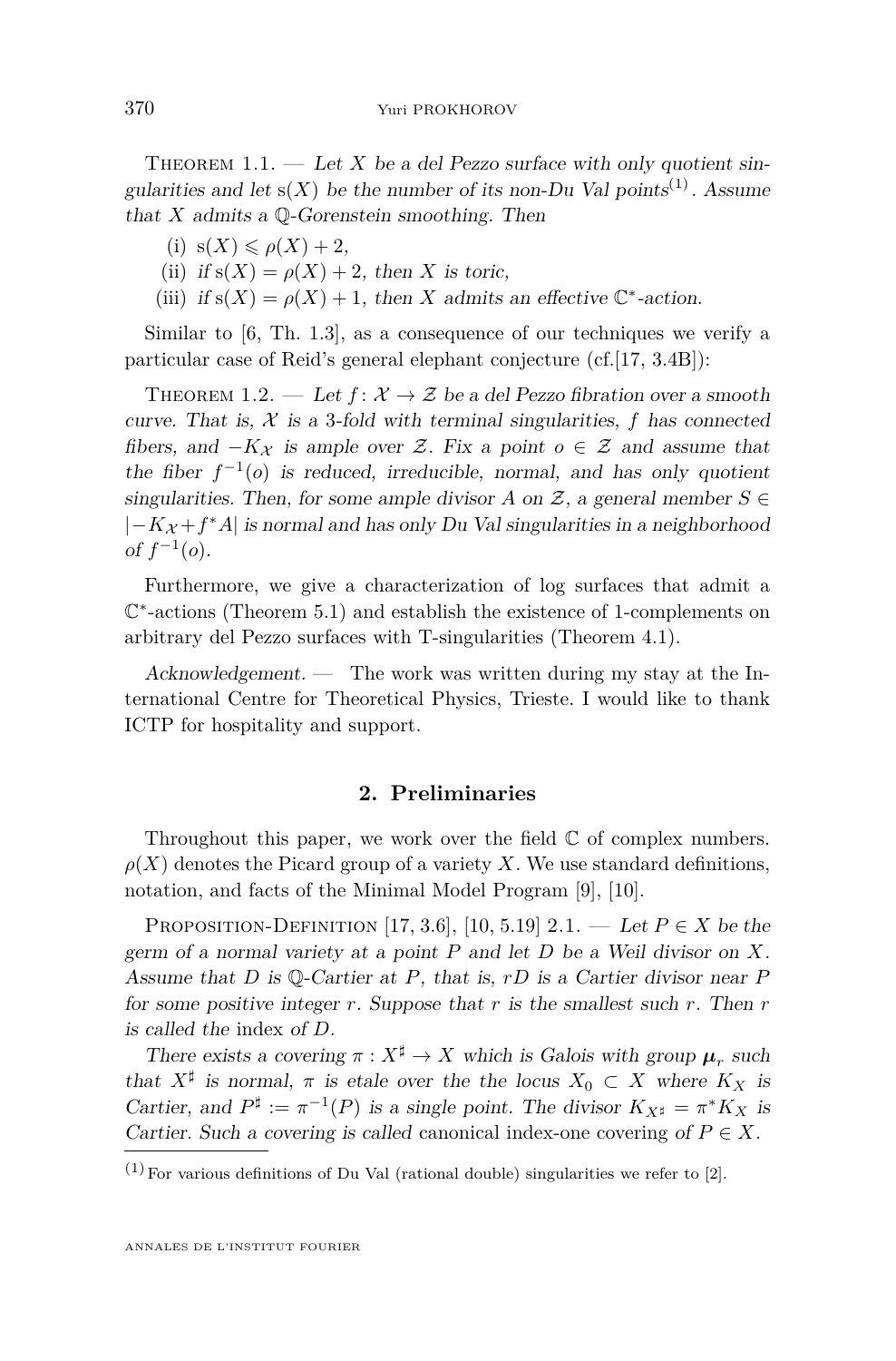Theorem 1.1. — *Let $X$ be a del Pezzo surface with only quotient singularities and let $\mathrm{s}(X)$ be the number of its non-Du Val points*[(1)]. *Assume that $X$ admits a $\mathbb{Q}$-Gorenstein smoothing. Then*

(i) $\mathrm{s}(X) \leqslant \rho(X) + 2$,

(ii) *if $\mathrm{s}(X) = \rho(X) + 2$, then $X$ is toric,*

(iii) *if $\mathrm{s}(X) = \rho(X) + 1$, then $X$ admits an effective $\mathbb{C}^*$-action.*

Similar to [6, Th. 1.3], as a consequence of our techniques we verify a particular case of Reid's general elephant conjecture (cf.[17, 3.4B]):

Theorem 1.2. — *Let $f \colon \mathcal{X} \to \mathcal{Z}$ be a del Pezzo fibration over a smooth curve. That is, $\mathcal{X}$ is a 3-fold with terminal singularities, $f$ has connected fibers, and $-K_{\mathcal{X}}$ is ample over $\mathcal{Z}$. Fix a point $o \in \mathcal{Z}$ and assume that the fiber $f^{-1}(o)$ is reduced, irreducible, normal, and has only quotient singularities. Then, for some ample divisor $A$ on $\mathcal{Z}$, a general member $S \in |-K_{\mathcal{X}} + f^*A|$ is normal and has only Du Val singularities in a neighborhood of $f^{-1}(o)$.*

Furthermore, we give a characterization of log surfaces that admit a $\mathbb{C}^*$-actions (Theorem 5.1) and establish the existence of 1-complements on arbitrary del Pezzo surfaces with T-singularities (Theorem 4.1).

*Acknowledgement.* — The work was written during my stay at the International Centre for Theoretical Physics, Trieste. I would like to thank ICTP for hospitality and support.

## 2. Preliminaries

Throughout this paper, we work over the field $\mathbb{C}$ of complex numbers. $\rho(X)$ denotes the Picard group of a variety $X$. We use standard definitions, notation, and facts of the Minimal Model Program [9], [10].

Proposition-Definition [17, 3.6], [10, 5.19] 2.1. — *Let $P \in X$ be the germ of a normal variety at a point $P$ and let $D$ be a Weil divisor on $X$. Assume that $D$ is $\mathbb{Q}$-Cartier at $P$, that is, $rD$ is a Cartier divisor near $P$ for some positive integer $r$. Suppose that $r$ is the smallest such $r$. Then $r$ is called the* index *of $D$.*

*There exists a covering $\pi : X^\sharp \to X$ which is Galois with group $\boldsymbol{\mu}_r$ such that $X^\sharp$ is normal, $\pi$ is etale over the the locus $X_0 \subset X$ where $K_X$ is Cartier, and $P^\sharp := \pi^{-1}(P)$ is a single point. The divisor $K_{X^\sharp} = \pi^* K_X$ is Cartier. Such a covering is called* canonical index-one covering *of $P \in X$.*

(1) For various definitions of Du Val (rational double) singularities we refer to [2].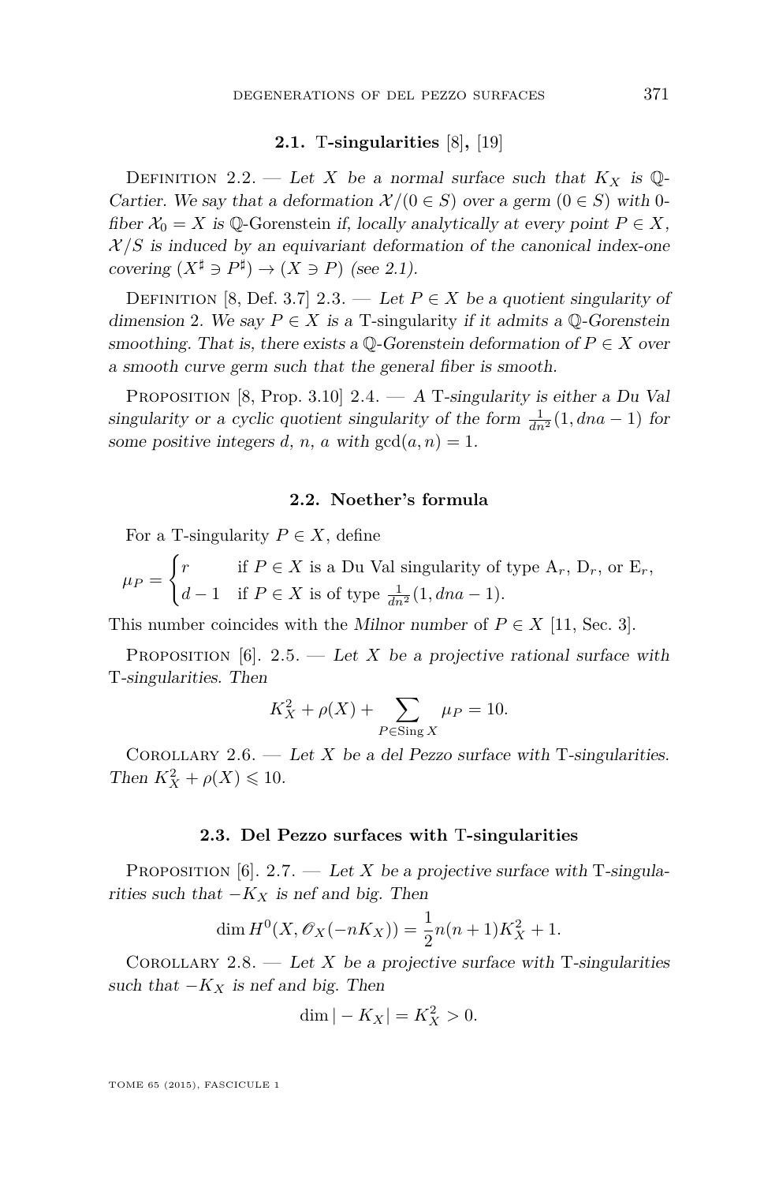### 2.1. T-singularities [8], [19]

Definition 2.2. — *Let $X$ be a normal surface such that $K_X$ is $\mathbb{Q}$-Cartier. We say that a deformation $\mathcal{X}/(0 \in S)$ over a germ $(0 \in S)$ with 0-fiber $\mathcal{X}_0 = X$ is* $\mathbb{Q}$-Gorenstein *if, locally analytically at every point $P \in X$, $\mathcal{X}/S$ is induced by an equivariant deformation of the canonical index-one covering $(X^\sharp \ni P^\sharp) \to (X \ni P)$ (see 2.1).*

Definition [8, Def. 3.7] 2.3. — *Let $P \in X$ be a quotient singularity of dimension 2. We say $P \in X$ is a* T-singularity *if it admits a $\mathbb{Q}$-Gorenstein smoothing. That is, there exists a $\mathbb{Q}$-Gorenstein deformation of $P \in X$ over a smooth curve germ such that the general fiber is smooth.*

Proposition [8, Prop. 3.10] 2.4. — *A* T*-singularity is either a Du Val singularity or a cyclic quotient singularity of the form $\frac{1}{dn^2}(1, dna - 1)$ for some positive integers $d$, $n$, $a$ with $\gcd(a, n) = 1$.*

### 2.2. Noether's formula

For a T-singularity $P \in X$, define

$$\mu_P = \begin{cases} r & \text{if } P \in X \text{ is a Du Val singularity of type } \mathrm{A}_r,\ \mathrm{D}_r, \text{ or } \mathrm{E}_r, \\ d-1 & \text{if } P \in X \text{ is of type } \frac{1}{dn^2}(1, dna-1). \end{cases}$$

This number coincides with the *Milnor number* of $P \in X$ [11, Sec. 3].

Proposition [6]. 2.5. — *Let $X$ be a projective rational surface with* T*-singularities. Then*

$$K_X^2 + \rho(X) + \sum_{P \in \operatorname{Sing} X} \mu_P = 10.$$

Corollary 2.6. — *Let $X$ be a del Pezzo surface with* T*-singularities. Then $K_X^2 + \rho(X) \leqslant 10$.*

### 2.3. Del Pezzo surfaces with T-singularities

Proposition [6]. 2.7. — *Let $X$ be a projective surface with* T*-singularities such that $-K_X$ is nef and big. Then*

$$\dim H^0(X, \mathscr{O}_X(-nK_X)) = \frac{1}{2}n(n+1)K_X^2 + 1.$$

Corollary 2.8. — *Let $X$ be a projective surface with* T*-singularities such that $-K_X$ is nef and big. Then*

$$\dim |-K_X| = K_X^2 > 0.$$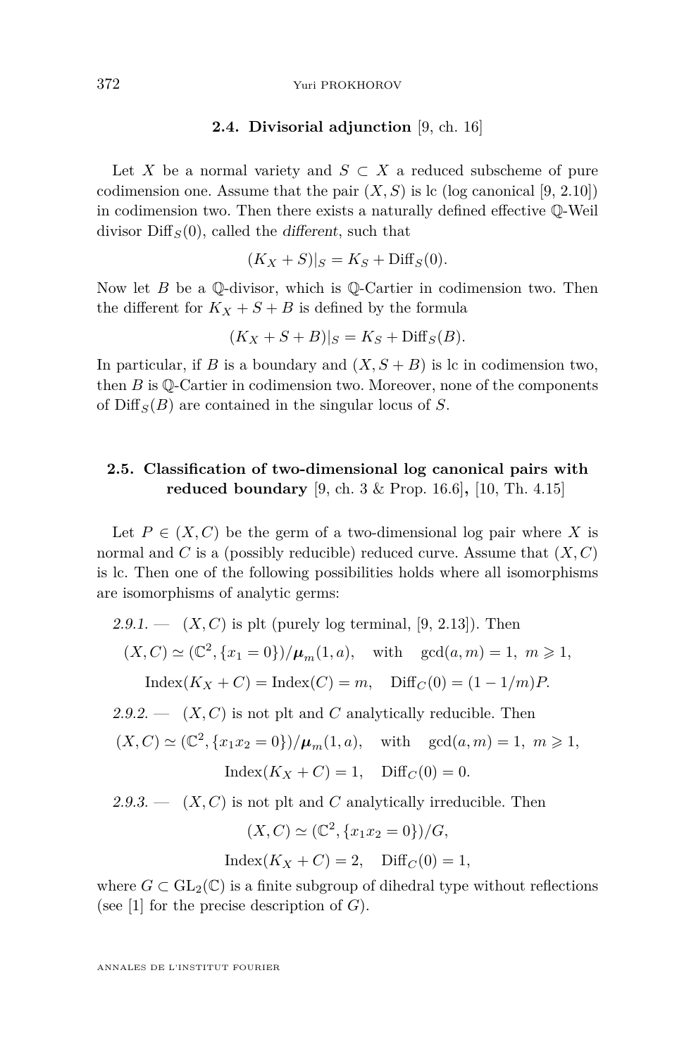### 2.4. Divisorial adjunction [9, ch. 16]

Let $X$ be a normal variety and $S \subset X$ a reduced subscheme of pure codimension one. Assume that the pair $(X, S)$ is lc (log canonical [9, 2.10]) in codimension two. Then there exists a naturally defined effective $\mathbb{Q}$-Weil divisor $\operatorname{Diff}_S(0)$, called the *different*, such that

$$(K_X + S)|_S = K_S + \operatorname{Diff}_S(0).$$

Now let $B$ be a $\mathbb{Q}$-divisor, which is $\mathbb{Q}$-Cartier in codimension two. Then the different for $K_X + S + B$ is defined by the formula

$$(K_X + S + B)|_S = K_S + \operatorname{Diff}_S(B).$$

In particular, if $B$ is a boundary and $(X, S + B)$ is lc in codimension two, then $B$ is $\mathbb{Q}$-Cartier in codimension two. Moreover, none of the components of $\operatorname{Diff}_S(B)$ are contained in the singular locus of $S$.

### 2.5. Classification of two-dimensional log canonical pairs with reduced boundary [9, ch. 3 & Prop. 16.6], [10, Th. 4.15]

Let $P \in (X, C)$ be the germ of a two-dimensional log pair where $X$ is normal and $C$ is a (possibly reducible) reduced curve. Assume that $(X, C)$ is lc. Then one of the possibilities holds where all isomorphisms are isomorphisms of analytic germs:

*2.9.1.* — $(X, C)$ is plt (purely log terminal, [9, 2.13]). Then

$$(X, C) \simeq (\mathbb{C}^2, \{x_1 = 0\})/\boldsymbol{\mu}_m(1, a), \quad \text{with} \quad \gcd(a, m) = 1,\ m \geqslant 1,$$

$$\operatorname{Index}(K_X + C) = \operatorname{Index}(C) = m, \quad \operatorname{Diff}_C(0) = (1 - 1/m)P.$$

*2.9.2.* — $(X, C)$ is not plt and $C$ analytically reducible. Then

$$(X, C) \simeq (\mathbb{C}^2, \{x_1 x_2 = 0\})/\boldsymbol{\mu}_m(1, a), \quad \text{with} \quad \gcd(a, m) = 1,\ m \geqslant 1,$$

$$\operatorname{Index}(K_X + C) = 1, \quad \operatorname{Diff}_C(0) = 0.$$

*2.9.3.* — $(X, C)$ is not plt and $C$ analytically irreducible. Then

$$(X, C) \simeq (\mathbb{C}^2, \{x_1 x_2 = 0\})/G,$$

$$\operatorname{Index}(K_X + C) = 2, \quad \operatorname{Diff}_C(0) = 1,$$

where $G \subset \mathrm{GL}_2(\mathbb{C})$ is a finite subgroup of dihedral type without reflections (see [1] for the precise description of $G$).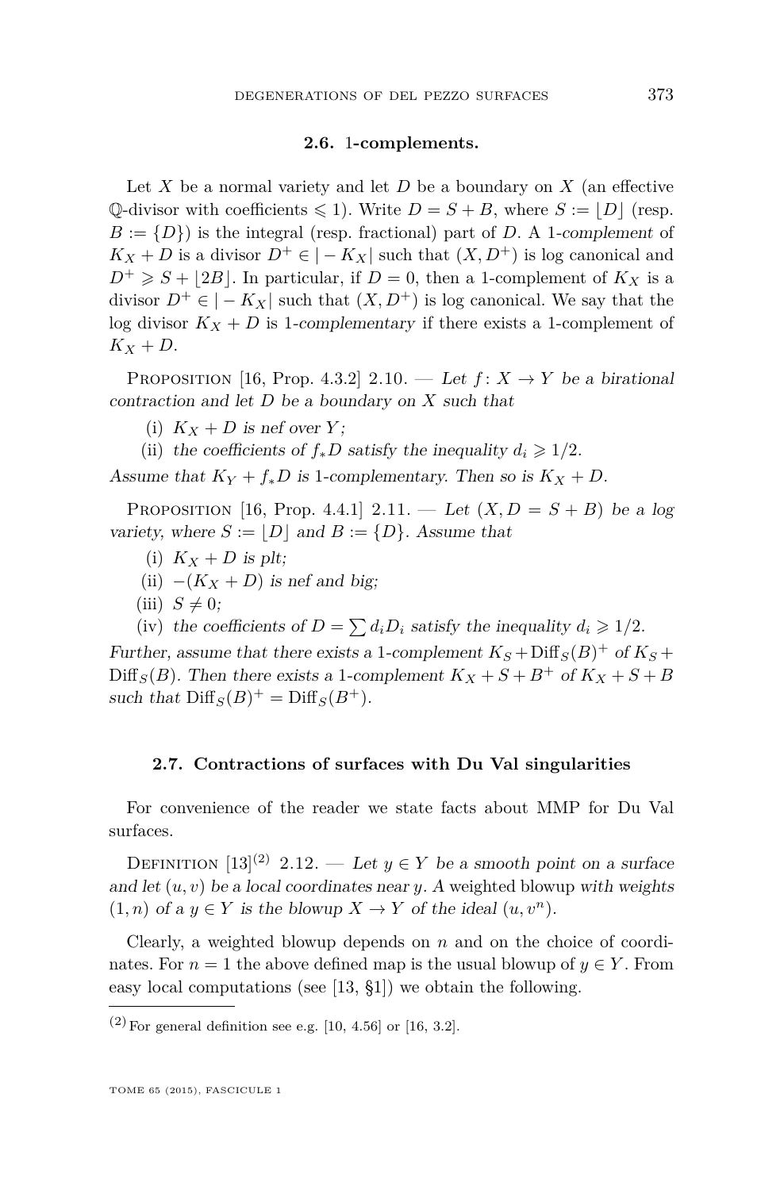### 2.6. 1-complements.

Let $X$ be a normal variety and let $D$ be a boundary on $X$ (an effective $\mathbb{Q}$-divisor with coefficients $\leqslant 1$). Write $D = S + B$, where $S := \lfloor D \rfloor$ (resp. $B := \{D\}$) is the integral (resp. fractional) part of $D$. A 1-*complement* of $K_X + D$ is a divisor $D^+ \in |-K_X|$ such that $(X, D^+)$ is log canonical and $D^+ \geqslant S + \lfloor 2B \rfloor$. In particular, if $D = 0$, then a 1-complement of $K_X$ is a divisor $D^+ \in |-K_X|$ such that $(X, D^+)$ is log canonical. We say that the log divisor $K_X + D$ is 1-*complementary* if there exists a 1-complement of $K_X + D$.

Proposition [16, Prop. 4.3.2] 2.10. — *Let $f: X \to Y$ be a birational contraction and let $D$ be a boundary on $X$ such that*

(i) *$K_X + D$ is nef over $Y$;*

(ii) *the coefficients of $f_*D$ satisfy the inequality $d_i \geqslant 1/2$.*

*Assume that $K_Y + f_*D$ is 1-complementary. Then so is $K_X + D$.*

Proposition [16, Prop. 4.4.1] 2.11. — *Let $(X, D = S + B)$ be a log variety, where $S := \lfloor D \rfloor$ and $B := \{D\}$. Assume that*

(i) *$K_X + D$ is plt;*

(ii) *$-(K_X + D)$ is nef and big;*

(iii) *$S \neq 0$;*

(iv) *the coefficients of $D = \sum d_i D_i$ satisfy the inequality $d_i \geqslant 1/2$.*

*Further, assume that there exists a 1-complement $K_S + \mathrm{Diff}_S(B)^+$ of $K_S + \mathrm{Diff}_S(B)$. Then there exists a 1-complement $K_X + S + B^+$ of $K_X + S + B$ such that $\mathrm{Diff}_S(B)^+ = \mathrm{Diff}_S(B^+)$.*

### 2.7. Contractions of surfaces with Du Val singularities

For convenience of the reader we state facts about MMP for Du Val surfaces.

Definition [13][2] 2.12. — *Let $y \in Y$ be a smooth point on a surface and let $(u, v)$ be a local coordinates near $y$. A* weighted blowup *with weights $(1, n)$ of a $y \in Y$ is the blowup $X \to Y$ of the ideal $(u, v^n)$.*

Clearly, a weighted blowup depends on $n$ and on the choice of coordinates. For $n = 1$ the above defined map is the usual blowup of $y \in Y$. From easy local computations (see [13, §1]) we obtain the following.

[2] For general definition see e.g. [10, 4.56] or [16, 3.2].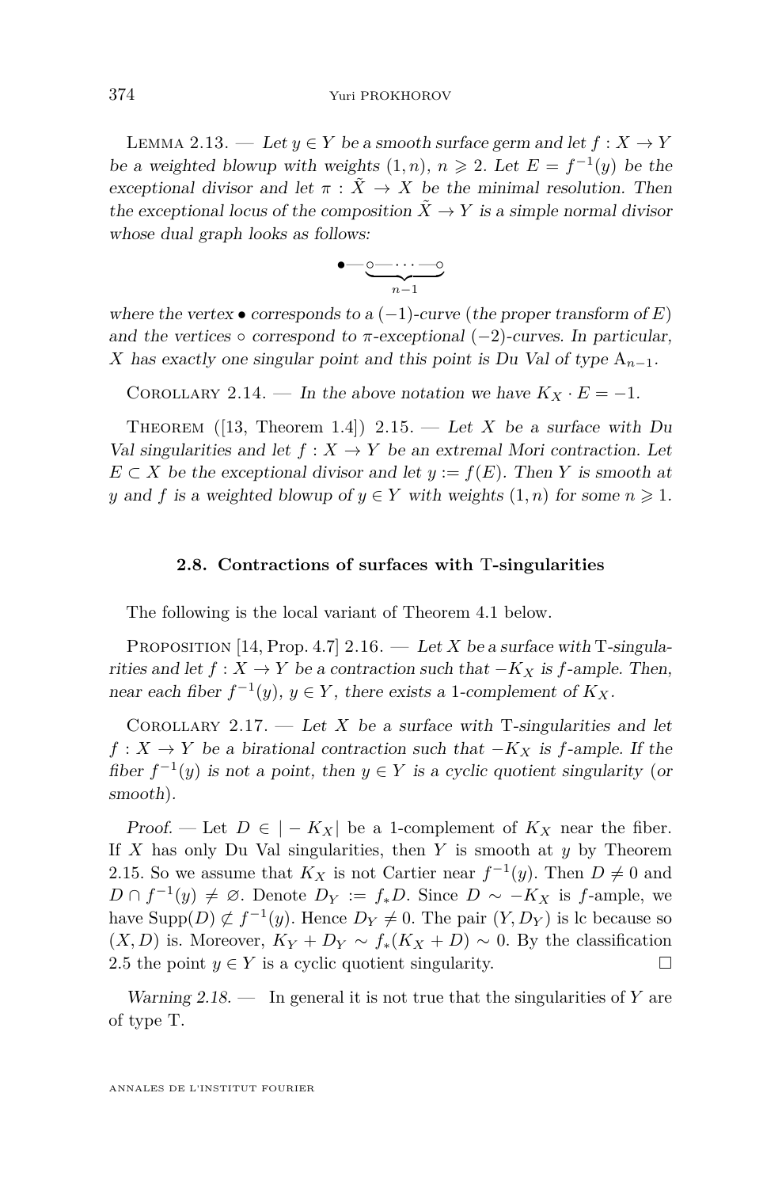Lemma 2.13. — *Let $y \in Y$ be a smooth surface germ and let $f : X \to Y$ be a weighted blowup with weights $(1, n)$, $n \geqslant 2$. Let $E = f^{-1}(y)$ be the exceptional divisor and let $\pi : \tilde{X} \to X$ be the minimal resolution. Then the exceptional locus of the composition $\tilde{X} \to Y$ is a simple normal divisor whose dual graph looks as follows:*

$$\bullet - \underbrace{\circ - \cdots - \circ}_{n-1}$$

*where the vertex $\bullet$ corresponds to a $(-1)$-curve (the proper transform of $E$) and the vertices $\circ$ correspond to $\pi$-exceptional $(-2)$-curves. In particular, $X$ has exactly one singular point and this point is Du Val of type $\mathrm{A}_{n-1}$.*

Corollary 2.14. — *In the above notation we have $K_X \cdot E = -1$.*

Theorem ([13, Theorem 1.4]) 2.15. — *Let $X$ be a surface with Du Val singularities and let $f : X \to Y$ be an extremal Mori contraction. Let $E \subset X$ be the exceptional divisor and let $y := f(E)$. Then $Y$ is smooth at $y$ and $f$ is a weighted blowup of $y \in Y$ with weights $(1, n)$ for some $n \geqslant 1$.*

### 2.8. Contractions of surfaces with T-singularities

The following is the local variant of Theorem 4.1 below.

Proposition [14, Prop. 4.7] 2.16. — *Let $X$ be a surface with* T*-singularities and let $f : X \to Y$ be a contraction such that $-K_X$ is $f$-ample. Then, near each fiber $f^{-1}(y)$, $y \in Y$, there exists a 1-complement of $K_X$.*

Corollary 2.17. — *Let $X$ be a surface with* T*-singularities and let $f : X \to Y$ be a birational contraction such that $-K_X$ is $f$-ample. If the fiber $f^{-1}(y)$ is not a point, then $y \in Y$ is a cyclic quotient singularity (or smooth).*

*Proof.* — Let $D \in |-K_X|$ be a 1-complement of $K_X$ near the fiber. If $X$ has only Du Val singularities, then $Y$ is smooth at $y$ by Theorem 2.15. So we assume that $K_X$ is not Cartier near $f^{-1}(y)$. Then $D \neq 0$ and $D \cap f^{-1}(y) \neq \varnothing$. Denote $D_Y := f_*D$. Since $D \sim -K_X$ is $f$-ample, we have $\operatorname{Supp}(D) \not\subset f^{-1}(y)$. Hence $D_Y \neq 0$. The pair $(Y, D_Y)$ is lc because so $(X, D)$ is. Moreover, $K_Y + D_Y \sim f_*(K_X + D) \sim 0$. By the classification 2.5 the point $y \in Y$ is a cyclic quotient singularity. $\square$

*Warning 2.18.* — In general it is not true that the singularities of $Y$ are of type T.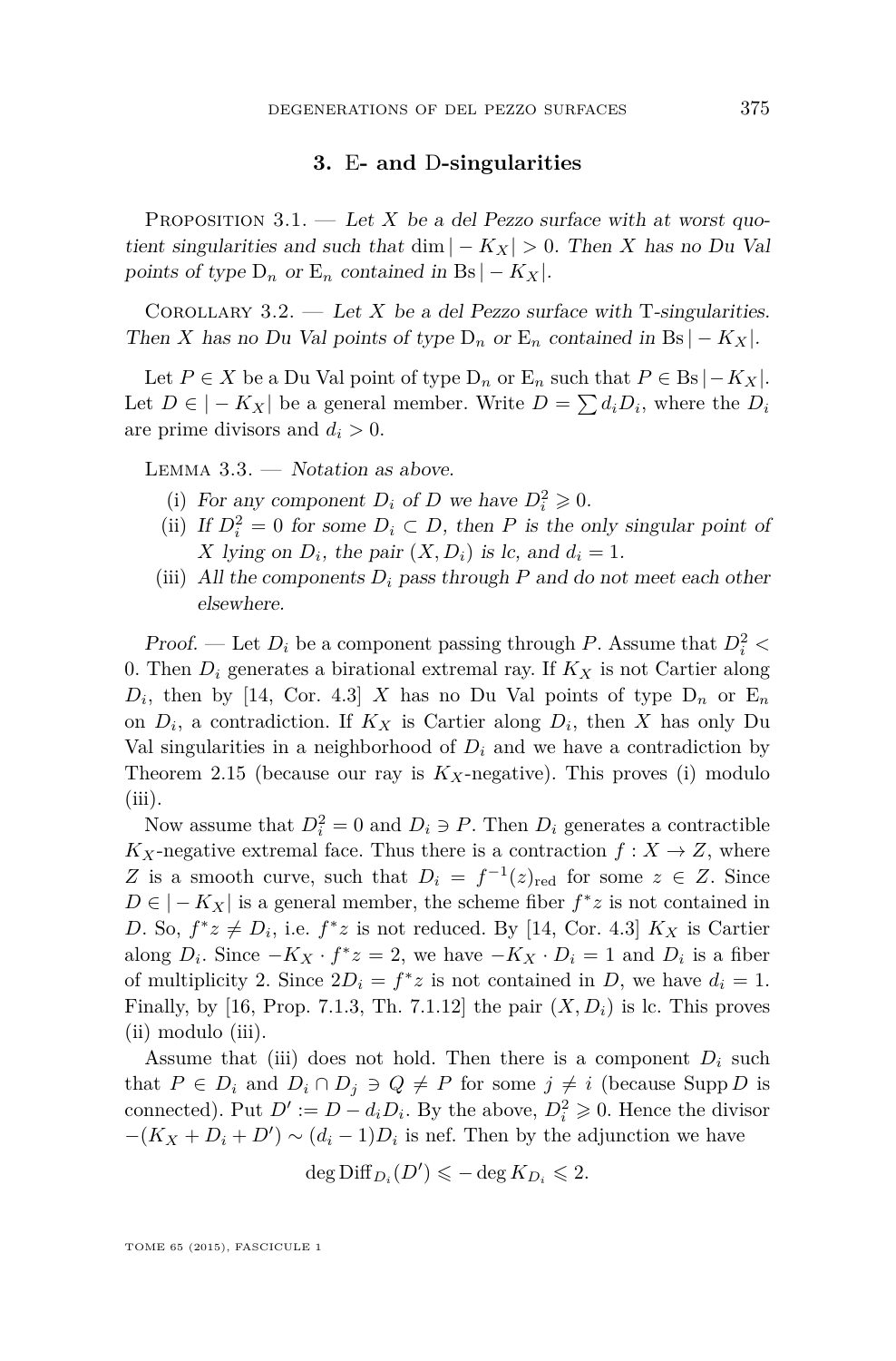## 3. E- and D-singularities

Proposition 3.1. — *Let $X$ be a del Pezzo surface with at worst quotient singularities and such that $\dim|-K_X|>0$. Then $X$ has no Du Val points of type $\mathrm{D}_n$ or $\mathrm{E}_n$ contained in $\operatorname{Bs}|-K_X|$.*

Corollary 3.2. — *Let $X$ be a del Pezzo surface with* T*-singularities. Then $X$ has no Du Val points of type $\mathrm{D}_n$ or $\mathrm{E}_n$ contained in $\operatorname{Bs}|-K_X|$.*

Let $P\in X$ be a Du Val point of type $\mathrm{D}_n$ or $\mathrm{E}_n$ such that $P\in\operatorname{Bs}|-K_X|$. Let $D\in|-K_X|$ be a general member. Write $D=\sum d_iD_i$, where the $D_i$ are prime divisors and $d_i>0$.

Lemma 3.3. — *Notation as above.*

- (i) *For any component $D_i$ of $D$ we have $D_i^2\geqslant 0$.*
- (ii) *If $D_i^2=0$ for some $D_i\subset D$, then $P$ is the only singular point of $X$ lying on $D_i$, the pair $(X,D_i)$ is lc, and $d_i=1$.*
- (iii) *All the components $D_i$ pass through $P$ and do not meet each other elsewhere.*

*Proof.* — Let $D_i$ be a component passing through $P$. Assume that $D_i^2<0$. Then $D_i$ generates a birational extremal ray. If $K_X$ is not Cartier along $D_i$, then by [14, Cor. 4.3] $X$ has no Du Val points of type $\mathrm{D}_n$ or $\mathrm{E}_n$ on $D_i$, a contradiction. If $K_X$ is Cartier along $D_i$, then $X$ has only Du Val singularities in a neighborhood of $D_i$ and we have a contradiction by Theorem 2.15 (because our ray is $K_X$-negative). This proves (i) modulo (iii).

Now assume that $D_i^2=0$ and $D_i\ni P$. Then $D_i$ generates a contractible $K_X$-negative extremal face. Thus there is a contraction $f:X\to Z$, where $Z$ is a smooth curve, such that $D_i=f^{-1}(z)_{\mathrm{red}}$ for some $z\in Z$. Since $D\in|-K_X|$ is a general member, the scheme fiber $f^*z$ is not contained in $D$. So, $f^*z\neq D_i$, i.e. $f^*z$ is not reduced. By [14, Cor. 4.3] $K_X$ is Cartier along $D_i$. Since $-K_X\cdot f^*z=2$, we have $-K_X\cdot D_i=1$ and $D_i$ is a fiber of multiplicity 2. Since $2D_i=f^*z$ is not contained in $D$, we have $d_i=1$. Finally, by [16, Prop. 7.1.3, Th. 7.1.12] the pair $(X,D_i)$ is lc. This proves (ii) modulo (iii).

Assume that (iii) does not hold. Then there is a component $D_i$ such that $P\in D_i$ and $D_i\cap D_j\ni Q\neq P$ for some $j\neq i$ (because $\operatorname{Supp}D$ is connected). Put $D':=D-d_iD_i$. By the above, $D_i^2\geqslant 0$. Hence the divisor $-(K_X+D_i+D')\sim(d_i-1)D_i$ is nef. Then by the adjunction we have

$$\deg\operatorname{Diff}_{D_i}(D')\leqslant-\deg K_{D_i}\leqslant 2.$$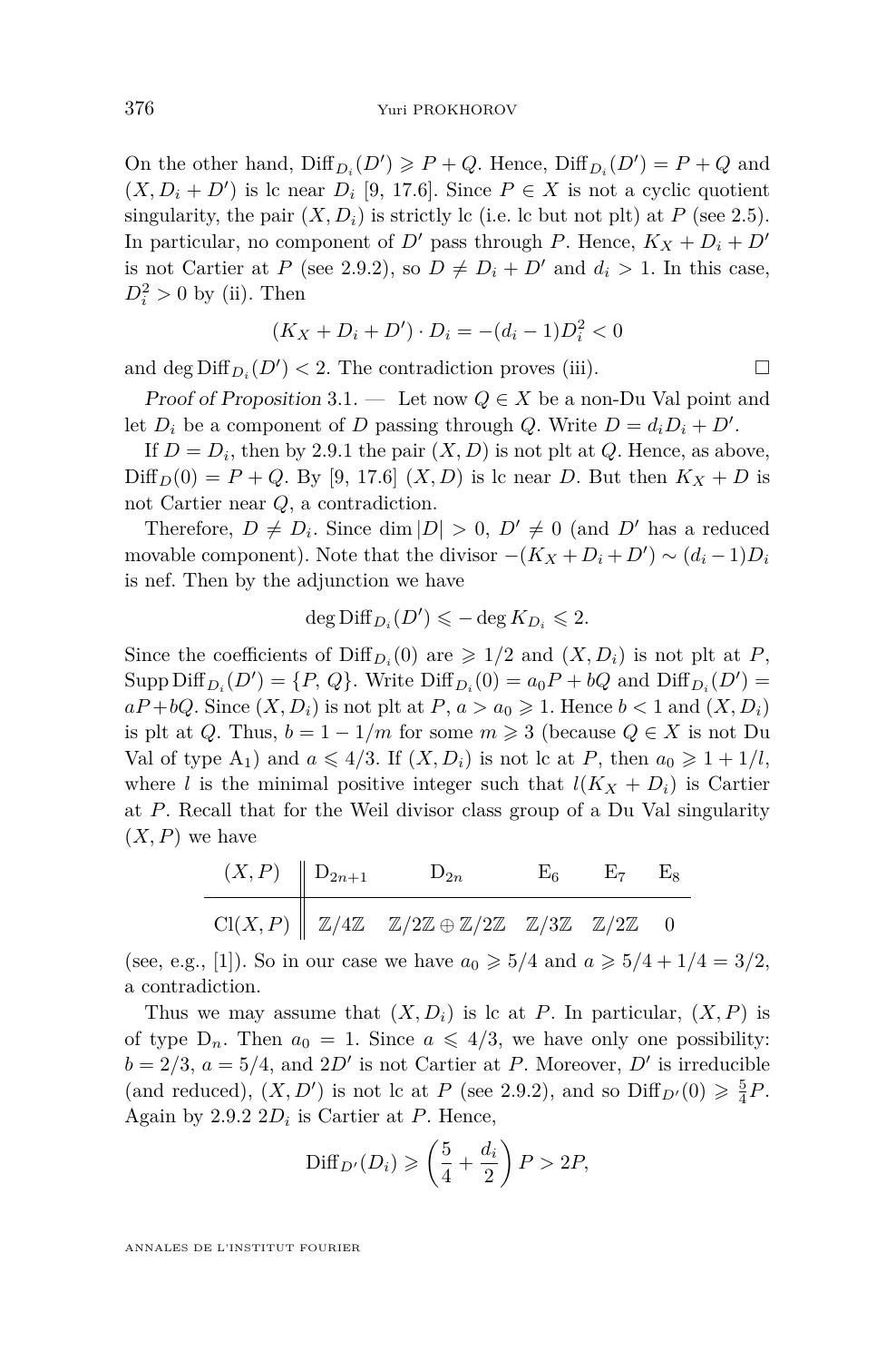On the other hand, $\operatorname{Diff}_{D_i}(D') \geqslant P + Q$. Hence, $\operatorname{Diff}_{D_i}(D') = P + Q$ and $(X, D_i + D')$ is lc near $D_i$ [9, 17.6]. Since $P \in X$ is not a cyclic quotient singularity, the pair $(X, D_i)$ is strictly lc (i.e. lc but not plt) at $P$ (see 2.5). In particular, no component of $D'$ pass through $P$. Hence, $K_X + D_i + D'$ is not Cartier at $P$ (see 2.9.2), so $D \neq D_i + D'$ and $d_i > 1$. In this case, $D_i^2 > 0$ by (ii). Then

$$(K_X + D_i + D') \cdot D_i = -(d_i - 1)D_i^2 < 0$$

and $\deg \operatorname{Diff}_{D_i}(D') < 2$. The contradiction proves (iii). □

*Proof of Proposition* 3.1. — Let now $Q \in X$ be a non-Du Val point and let $D_i$ be a component of $D$ passing through $Q$. Write $D = d_i D_i + D'$.

If $D = D_i$, then by 2.9.1 the pair $(X, D)$ is not plt at $Q$. Hence, as above, $\operatorname{Diff}_D(0) = P + Q$. By [9, 17.6] $(X, D)$ is lc near $D$. But then $K_X + D$ is not Cartier near $Q$, a contradiction.

Therefore, $D \neq D_i$. Since $\dim |D| > 0$, $D' \neq 0$ (and $D'$ has a reduced movable component). Note that the divisor $-(K_X + D_i + D') \sim (d_i - 1)D_i$ is nef. Then by the adjunction we have

$$\deg \operatorname{Diff}_{D_i}(D') \leqslant -\deg K_{D_i} \leqslant 2.$$

Since the coefficients of $\operatorname{Diff}_{D_i}(0)$ are $\geqslant 1/2$ and $(X, D_i)$ is not plt at $P$, $\operatorname{Supp} \operatorname{Diff}_{D_i}(D') = \{P, Q\}$. Write $\operatorname{Diff}_{D_i}(0) = a_0 P + bQ$ and $\operatorname{Diff}_{D_i}(D') = aP + bQ$. Since $(X, D_i)$ is not plt at $P$, $a > a_0 \geqslant 1$. Hence $b < 1$ and $(X, D_i)$ is plt at $Q$. Thus, $b = 1 - 1/m$ for some $m \geqslant 3$ (because $Q \in X$ is not Du Val of type $\mathrm{A}_1$) and $a \leqslant 4/3$. If $(X, D_i)$ is not lc at $P$, then $a_0 \geqslant 1 + 1/l$, where $l$ is the minimal positive integer such that $l(K_X + D_i)$ is Cartier at $P$. Recall that for the Weil divisor class group of a Du Val singularity $(X, P)$ we have

| $(X,P)$ | $\mathrm{D}_{2n+1}$ | $\mathrm{D}_{2n}$ | $\mathrm{E}_6$ | $\mathrm{E}_7$ | $\mathrm{E}_8$ |
|---|---|---|---|---|---|
| $\mathrm{Cl}(X,P)$ | $\mathbb{Z}/4\mathbb{Z}$ | $\mathbb{Z}/2\mathbb{Z} \oplus \mathbb{Z}/2\mathbb{Z}$ | $\mathbb{Z}/3\mathbb{Z}$ | $\mathbb{Z}/2\mathbb{Z}$ | $0$ |

(see, e.g., [1]). So in our case we have $a_0 \geqslant 5/4$ and $a \geqslant 5/4 + 1/4 = 3/2$, a contradiction.

Thus we may assume that $(X, D_i)$ is lc at $P$. In particular, $(X, P)$ is of type $\mathrm{D}_n$. Then $a_0 = 1$. Since $a \leqslant 4/3$, we have only one possibility: $b = 2/3$, $a = 5/4$, and $2D'$ is not Cartier at $P$. Moreover, $D'$ is irreducible (and reduced), $(X, D')$ is not lc at $P$ (see 2.9.2), and so $\operatorname{Diff}_{D'}(0) \geqslant \frac{5}{4}P$. Again by 2.9.2 $2D_i$ is Cartier at $P$. Hence,

$$\operatorname{Diff}_{D'}(D_i) \geqslant \left(\frac{5}{4} + \frac{d_i}{2}\right) P > 2P,$$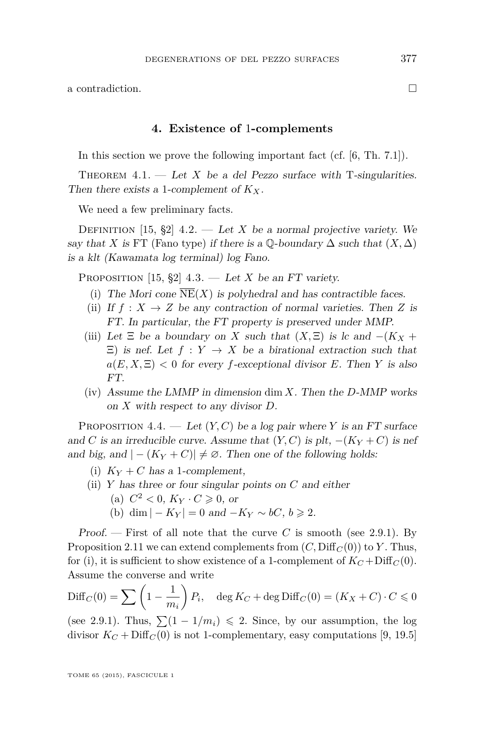a contradiction. □

## 4. Existence of 1-complements

In this section we prove the following important fact (cf. [6, Th. 7.1]).

Theorem 4.1. — *Let $X$ be a del Pezzo surface with* T*-singularities. Then there exists a* 1*-complement of* $K_X$.

We need a few preliminary facts.

Definition [15, §2] 4.2. — *Let $X$ be a normal projective variety. We say that $X$ is* FT (Fano type) *if there is a $\mathbb{Q}$-boundary $\Delta$ such that $(X, \Delta)$ is a klt (Kawamata log terminal) log Fano.*

Proposition [15, §2] 4.3. — *Let $X$ be an FT variety.*

(i) *The Mori cone $\overline{\mathrm{NE}}(X)$ is polyhedral and has contractible faces.*

(ii) *If $f : X \to Z$ be any contraction of normal varieties. Then $Z$ is FT. In particular, the FT property is preserved under MMP.*

(iii) *Let $\Xi$ be a boundary on $X$ such that $(X, \Xi)$ is lc and $-(K_X + \Xi)$ is nef. Let $f : Y \to X$ be a birational extraction such that $a(E, X, \Xi) < 0$ for every $f$-exceptional divisor $E$. Then $Y$ is also FT.*

(iv) *Assume the LMMP in dimension $\dim X$. Then the D-MMP works on $X$ with respect to any divisor $D$.*

Proposition 4.4. — *Let $(Y, C)$ be a log pair where $Y$ is an FT surface and $C$ is an irreducible curve. Assume that $(Y, C)$ is plt, $-(K_Y + C)$ is nef and big, and $|-(K_Y + C)| \neq \varnothing$. Then one of the following holds:*

(i) *$K_Y + C$ has a* 1*-complement,*

(ii) *$Y$ has three or four singular points on $C$ and either*

  (a) *$C^2 < 0$, $K_Y \cdot C \geqslant 0$, or*

  (b) *$\dim |-K_Y| = 0$ and $-K_Y \sim bC$, $b \geqslant 2$.*

*Proof.* — First of all note that the curve $C$ is smooth (see 2.9.1). By Proposition 2.11 we can extend complements from $(C, \mathrm{Diff}_C(0))$ to $Y$. Thus, for (i), it is sufficient to show existence of a 1-complement of $K_C + \mathrm{Diff}_C(0)$. Assume the converse and write

$$\mathrm{Diff}_C(0) = \sum \left(1 - \frac{1}{m_i}\right) P_i, \quad \deg K_C + \deg \mathrm{Diff}_C(0) = (K_X + C) \cdot C \leqslant 0$$

(see 2.9.1). Thus, $\sum(1 - 1/m_i) \leqslant 2$. Since, by our assumption, the log divisor $K_C + \mathrm{Diff}_C(0)$ is not 1-complementary, easy computations [9, 19.5]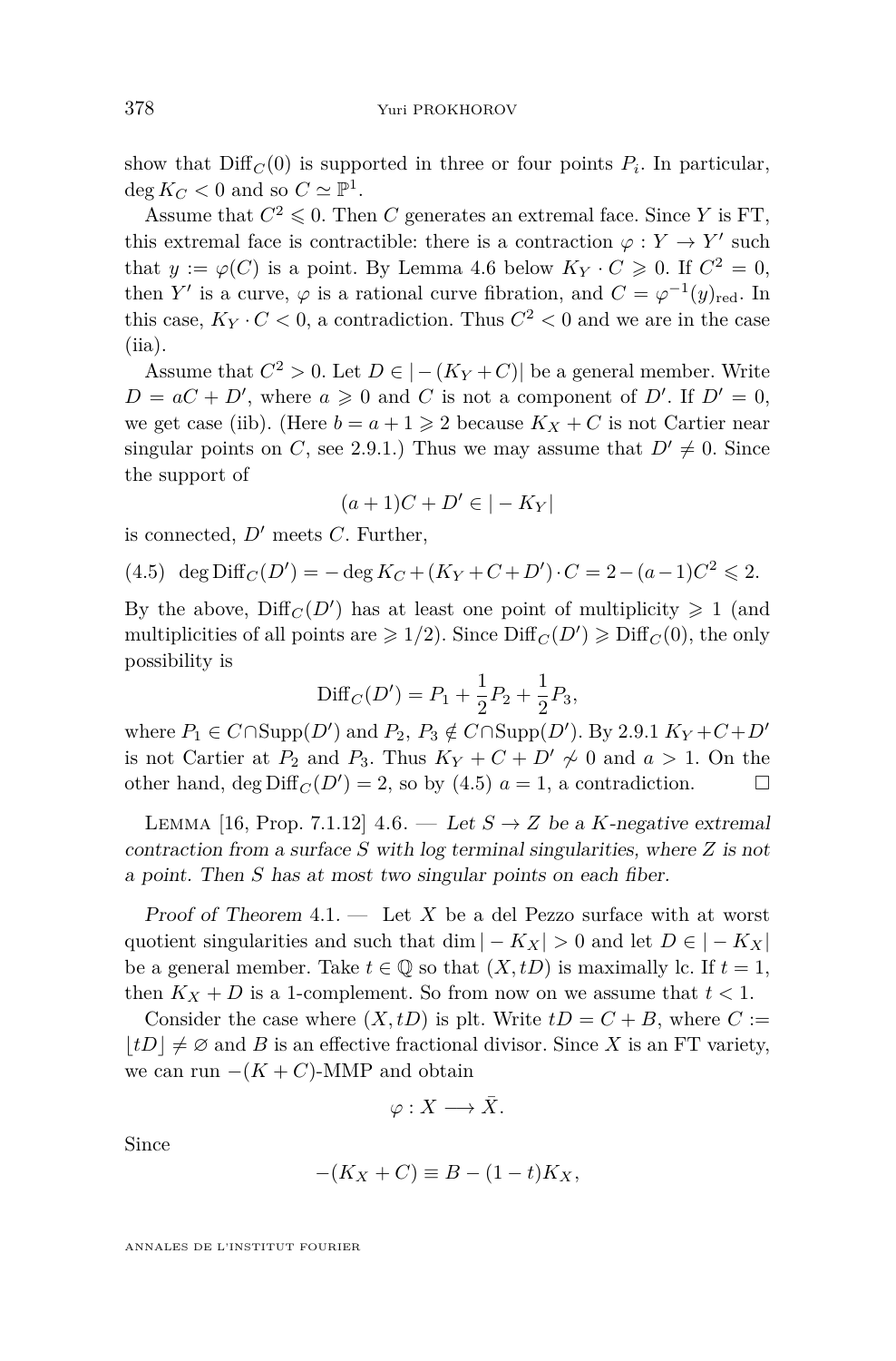show that $\operatorname{Diff}_C(0)$ is supported in three or four points $P_i$. In particular, $\deg K_C < 0$ and so $C \simeq \mathbb{P}^1$.

Assume that $C^2 \leqslant 0$. Then $C$ generates an extremal face. Since $Y$ is FT, this extremal face is contractible: there is a contraction $\varphi : Y \to Y'$ such that $y := \varphi(C)$ is a point. By Lemma 4.6 below $K_Y \cdot C \geqslant 0$. If $C^2 = 0$, then $Y'$ is a curve, $\varphi$ is a rational curve fibration, and $C = \varphi^{-1}(y)_{\mathrm{red}}$. In this case, $K_Y \cdot C < 0$, a contradiction. Thus $C^2 < 0$ and we are in the case (iia).

Assume that $C^2 > 0$. Let $D \in |-(K_Y + C)|$ be a general member. Write $D = aC + D'$, where $a \geqslant 0$ and $C$ is not a component of $D'$. If $D' = 0$, we get case (iib). (Here $b = a + 1 \geqslant 2$ because $K_X + C$ is not Cartier near singular points on $C$, see 2.9.1.) Thus we may assume that $D' \neq 0$. Since the support of

$$(a+1)C + D' \in |-K_Y|$$

is connected, $D'$ meets $C$. Further,

$$\deg \operatorname{Diff}_C(D') = -\deg K_C + (K_Y + C + D') \cdot C = 2 - (a-1)C^2 \leqslant 2. \tag{4.5}$$

By the above, $\operatorname{Diff}_C(D')$ has at least one point of multiplicity $\geqslant 1$ (and multiplicities of all points are $\geqslant 1/2$). Since $\operatorname{Diff}_C(D') \geqslant \operatorname{Diff}_C(0)$, the only possibility is

$$\operatorname{Diff}_C(D') = P_1 + \frac{1}{2}P_2 + \frac{1}{2}P_3,$$

where $P_1 \in C \cap \operatorname{Supp}(D')$ and $P_2,\ P_3 \notin C \cap \operatorname{Supp}(D')$. By 2.9.1 $K_Y + C + D'$ is not Cartier at $P_2$ and $P_3$. Thus $K_Y + C + D' \not\sim 0$ and $a > 1$. On the other hand, $\deg \operatorname{Diff}_C(D') = 2$, so by (4.5) $a = 1$, a contradiction. $\square$

Lemma [16, Prop. 7.1.12] 4.6. — *Let $S \to Z$ be a $K$-negative extremal contraction from a surface $S$ with log terminal singularities, where $Z$ is not a point. Then $S$ has at most two singular points on each fiber.*

*Proof of Theorem* 4.1. — Let $X$ be a del Pezzo surface with at worst quotient singularities and such that $\dim|-K_X| > 0$ and let $D \in |-K_X|$ be a general member. Take $t \in \mathbb{Q}$ so that $(X, tD)$ is maximally lc. If $t = 1$, then $K_X + D$ is a 1-complement. So from now on we assume that $t < 1$.

Consider the case where $(X, tD)$ is plt. Write $tD = C + B$, where $C := \lfloor tD \rfloor \neq \varnothing$ and $B$ is an effective fractional divisor. Since $X$ is an FT variety, we can run $-(K + C)$-MMP and obtain

$$\varphi : X \longrightarrow \bar{X}.$$

Since

$$-(K_X + C) \equiv B - (1-t)K_X,$$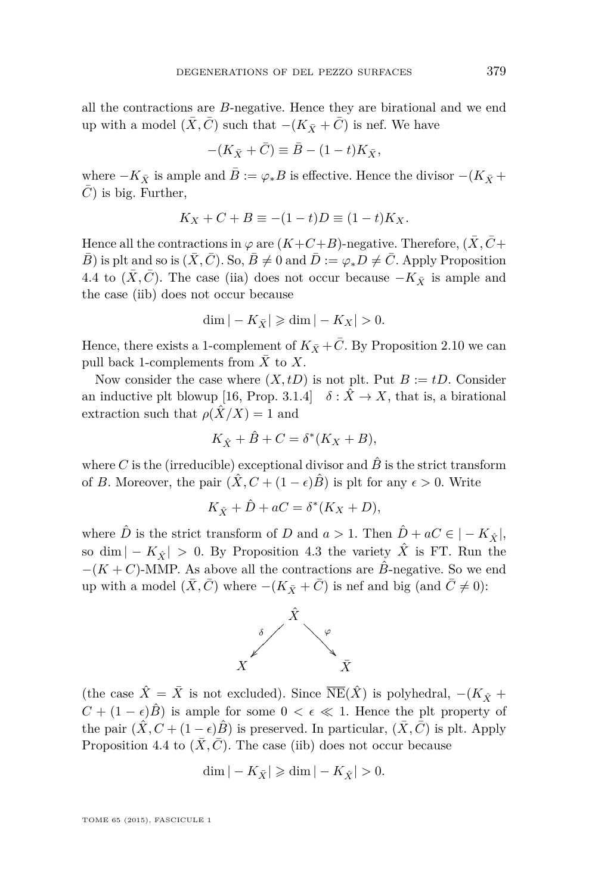all the contractions are $B$-negative. Hence they are birational and we end up with a model $(\bar{X}, \bar{C})$ such that $-(K_{\bar{X}} + \bar{C})$ is nef. We have

$$-(K_{\bar{X}} + \bar{C}) \equiv \bar{B} - (1-t)K_{\bar{X}},$$

where $-K_{\bar{X}}$ is ample and $\bar{B} := \varphi_* B$ is effective. Hence the divisor $-(K_{\bar{X}} + \bar{C})$ is big. Further,

$$K_X + C + B \equiv -(1-t)D \equiv (1-t)K_X.$$

Hence all the contractions in $\varphi$ are $(K+C+B)$-negative. Therefore, $(\bar{X}, \bar{C}+\bar{B})$ is plt and so is $(\bar{X}, \bar{C})$. So, $\bar{B} \neq 0$ and $\bar{D} := \varphi_* D \neq \bar{C}$. Apply Proposition 4.4 to $(\bar{X}, \bar{C})$. The case (iia) does not occur because $-K_{\bar{X}}$ is ample and the case (iib) does not occur because

$$\dim |-K_{\bar{X}}| \geqslant \dim |-K_X| > 0.$$

Hence, there exists a 1-complement of $K_{\bar{X}} + \bar{C}$. By Proposition 2.10 we can pull back 1-complements from $\bar{X}$ to $X$.

Now consider the case where $(X, tD)$ is not plt. Put $B := tD$. Consider an inductive plt blowup [16, Prop. 3.1.4] $\delta : \hat{X} \to X$, that is, a birational extraction such that $\rho(\hat{X}/X) = 1$ and

$$K_{\hat{X}} + \hat{B} + C = \delta^*(K_X + B),$$

where $C$ is the (irreducible) exceptional divisor and $\hat{B}$ is the strict transform of $B$. Moreover, the pair $(\hat{X}, C + (1-\epsilon)\hat{B})$ is plt for any $\epsilon > 0$. Write

$$K_{\hat{X}} + \hat{D} + aC = \delta^*(K_X + D),$$

where $\hat{D}$ is the strict transform of $D$ and $a > 1$. Then $\hat{D} + aC \in |-K_{\hat{X}}|$, so $\dim |-K_{\hat{X}}| > 0$. By Proposition 4.3 the variety $\hat{X}$ is FT. Run the $-(K+C)$-MMP. As above all the contractions are $\hat{B}$-negative. So we end up with a model $(\bar{X}, \bar{C})$ where $-(K_{\bar{X}} + \bar{C})$ is nef and big (and $\bar{C} \neq 0$):

$$X \xleftarrow{\ \delta\ } \hat{X} \xrightarrow{\ \varphi\ } \bar{X}$$

(the case $\hat{X} = \bar{X}$ is not excluded). Since $\overline{\mathrm{NE}}(\hat{X})$ is polyhedral, $-(K_{\hat{X}} + C + (1-\epsilon)\hat{B})$ is ample for some $0 < \epsilon \ll 1$. Hence the plt property of the pair $(\hat{X}, C + (1-\epsilon)\hat{B})$ is preserved. In particular, $(\bar{X}, \bar{C})$ is plt. Apply Proposition 4.4 to $(\bar{X}, \bar{C})$. The case (iib) does not occur because

$$\dim |-K_{\bar{X}}| \geqslant \dim |-K_{\hat{X}}| > 0.$$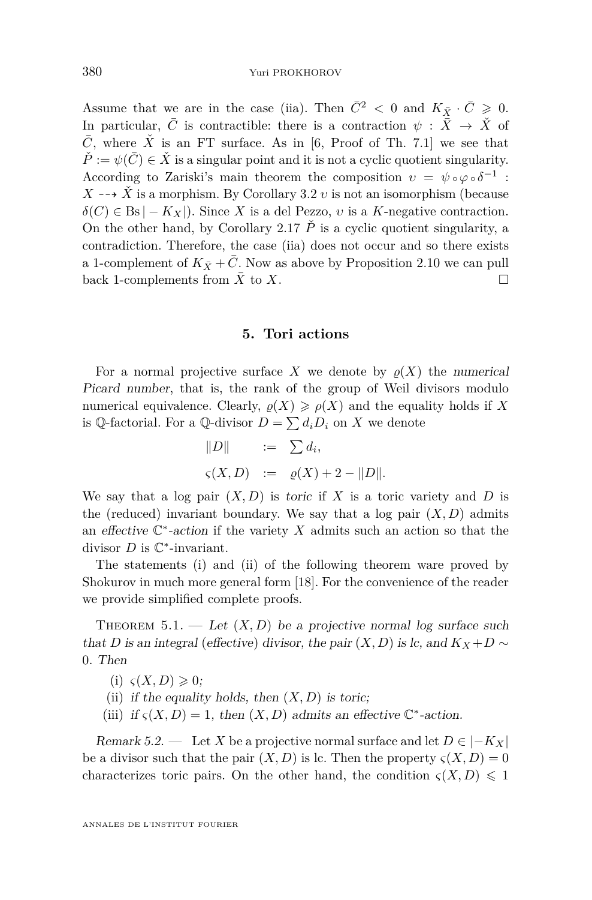Assume that we are in the case (iia). Then $\bar{C}^2 < 0$ and $K_{\bar{X}} \cdot \bar{C} \geqslant 0$. In particular, $\bar{C}$ is contractible: there is a contraction $\psi : \bar{X} \to \check{X}$ of $\bar{C}$, where $\check{X}$ is an FT surface. As in [6, Proof of Th. 7.1] we see that $\check{P} := \psi(\bar{C}) \in \check{X}$ is a singular point and it is not a cyclic quotient singularity. According to Zariski's main theorem the composition $\upsilon = \psi \circ \varphi \circ \delta^{-1} : X \dashrightarrow \check{X}$ is a morphism. By Corollary 3.2 $\upsilon$ is not an isomorphism (because $\delta(C) \in \operatorname{Bs} |-K_X|$). Since $X$ is a del Pezzo, $\upsilon$ is a $K$-negative contraction. On the other hand, by Corollary 2.17 $\check{P}$ is a cyclic quotient singularity, a contradiction. Therefore, the case (iia) does not occur and so there exists a 1-complement of $K_{\bar{X}} + \bar{C}$. Now as above by Proposition 2.10 we can pull back 1-complements from $\bar{X}$ to $X$. □

## 5. Tori actions

For a normal projective surface $X$ we denote by $\varrho(X)$ the *numerical Picard number*, that is, the rank of the group of Weil divisors modulo numerical equivalence. Clearly, $\varrho(X) \geqslant \rho(X)$ and the equality holds if $X$ is $\mathbb{Q}$-factorial. For a $\mathbb{Q}$-divisor $D = \sum d_i D_i$ on $X$ we denote

$$\|D\| \quad := \quad \sum d_i,$$

$$\varsigma(X, D) \quad := \quad \varrho(X) + 2 - \|D\|.$$

We say that a log pair $(X, D)$ is *toric* if $X$ is a toric variety and $D$ is the (reduced) invariant boundary. We say that a log pair $(X, D)$ admits an *effective* $\mathbb{C}^*$*-action* if the variety $X$ admits such an action so that the divisor $D$ is $\mathbb{C}^*$-invariant.

The statements (i) and (ii) of the following theorem ware proved by Shokurov in much more general form [18]. For the convenience of the reader we provide simplified complete proofs.

Theorem 5.1. — *Let $(X, D)$ be a projective normal log surface such that $D$ is an integral (effective) divisor, the pair $(X, D)$ is lc, and $K_X + D \sim 0$. Then*

(i) *$\varsigma(X, D) \geqslant 0$;*
(ii) *if the equality holds, then $(X, D)$ is toric;*
(iii) *if $\varsigma(X, D) = 1$, then $(X, D)$ admits an effective $\mathbb{C}^*$-action.*

*Remark 5.2.* — Let $X$ be a projective normal surface and let $D \in |-K_X|$ be a divisor such that the pair $(X, D)$ is lc. Then the property $\varsigma(X, D) = 0$ characterizes toric pairs. On the other hand, the condition $\varsigma(X, D) \leqslant 1$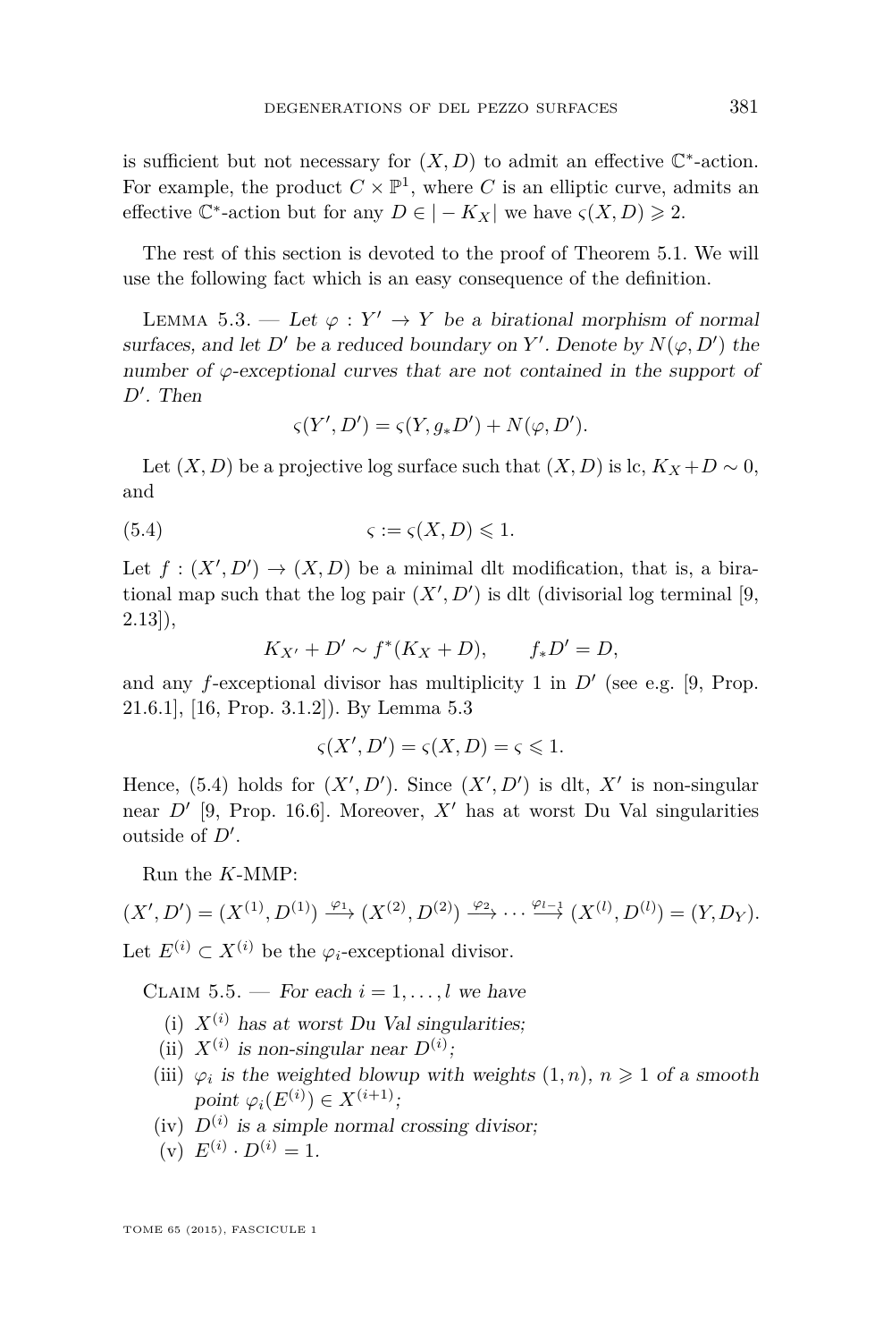is sufficient but not necessary for $(X, D)$ to admit an effective $\mathbb{C}^*$-action. For example, the product $C \times \mathbb{P}^1$, where $C$ is an elliptic curve, admits an effective $\mathbb{C}^*$-action but for any $D \in |-K_X|$ we have $\varsigma(X, D) \geqslant 2$.

The rest of this section is devoted to the proof of Theorem 5.1. We will use the following fact which is an easy consequence of the definition.

Lemma 5.3. — *Let $\varphi : Y' \to Y$ be a birational morphism of normal surfaces, and let $D'$ be a reduced boundary on $Y'$. Denote by $N(\varphi, D')$ the number of $\varphi$-exceptional curves that are not contained in the support of $D'$. Then*

$$\varsigma(Y', D') = \varsigma(Y, g_* D') + N(\varphi, D').$$

Let $(X, D)$ be a projective log surface such that $(X, D)$ is lc, $K_X + D \sim 0$, and

$$\varsigma := \varsigma(X, D) \leqslant 1. \tag{5.4}$$

Let $f : (X', D') \to (X, D)$ be a minimal dlt modification, that is, a birational map such that the log pair $(X', D')$ is dlt (divisorial log terminal [9, 2.13]),

$$K_{X'} + D' \sim f^*(K_X + D), \qquad f_* D' = D,$$

and any $f$-exceptional divisor has multiplicity 1 in $D'$ (see e.g. [9, Prop. 21.6.1], [16, Prop. 3.1.2]). By Lemma 5.3

$$\varsigma(X', D') = \varsigma(X, D) = \varsigma \leqslant 1.$$

Hence, (5.4) holds for $(X', D')$. Since $(X', D')$ is dlt, $X'$ is non-singular near $D'$ [9, Prop. 16.6]. Moreover, $X'$ has at worst Du Val singularities outside of $D'$.

Run the $K$-MMP:

$$(X', D') = (X^{(1)}, D^{(1)}) \xrightarrow{\varphi_1} (X^{(2)}, D^{(2)}) \xrightarrow{\varphi_2} \cdots \xrightarrow{\varphi_{l-1}} (X^{(l)}, D^{(l)}) = (Y, D_Y).$$

Let $E^{(i)} \subset X^{(i)}$ be the $\varphi_i$-exceptional divisor.

Claim 5.5. — *For each $i = 1, \ldots, l$ we have*

(i) *$X^{(i)}$ has at worst Du Val singularities;*
(ii) *$X^{(i)}$ is non-singular near $D^{(i)}$;*
(iii) *$\varphi_i$ is the weighted blowup with weights $(1, n)$, $n \geqslant 1$ of a smooth point $\varphi_i(E^{(i)}) \in X^{(i+1)}$;*
(iv) *$D^{(i)}$ is a simple normal crossing divisor;*
(v) *$E^{(i)} \cdot D^{(i)} = 1$.*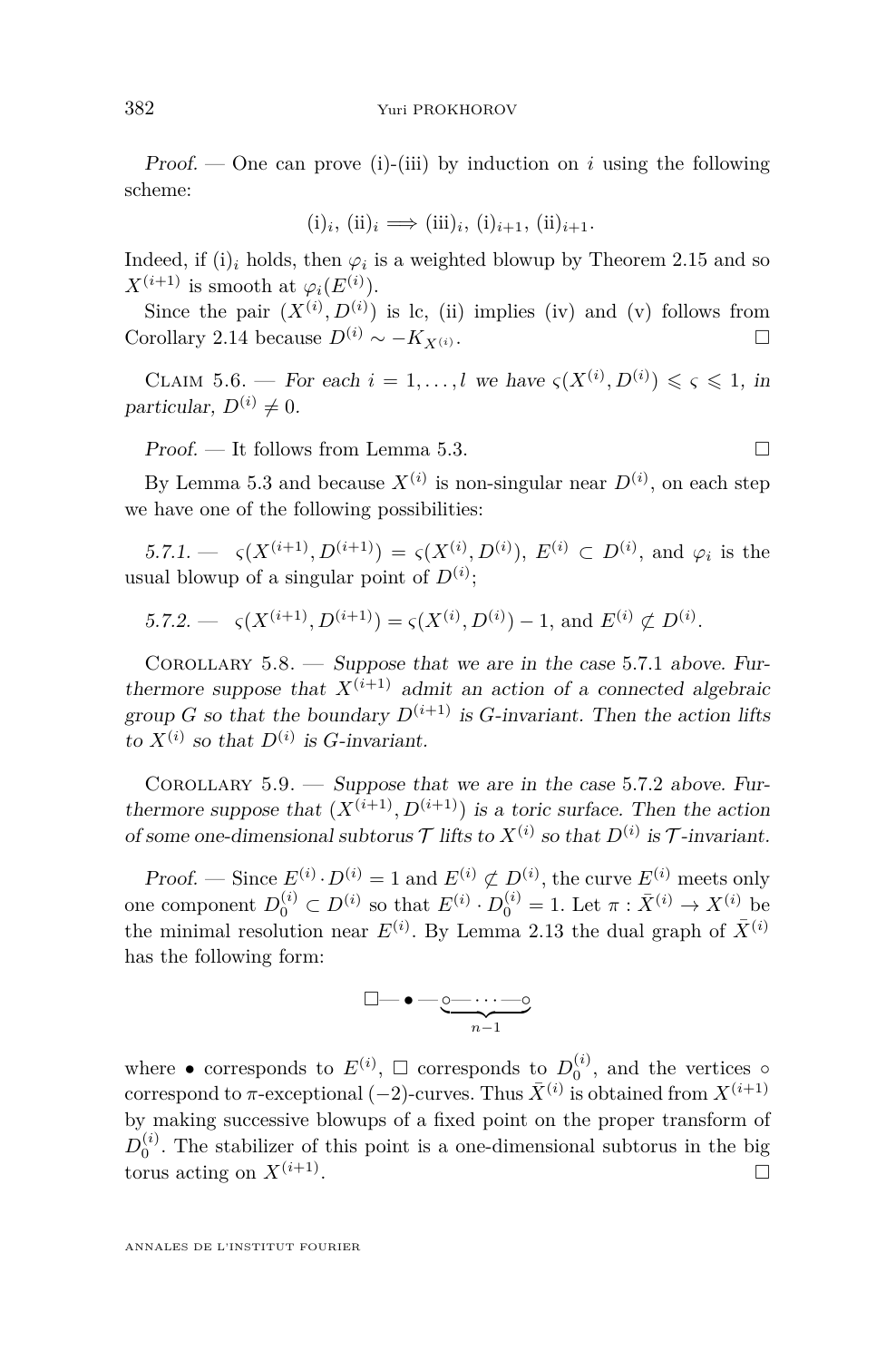*Proof.* — One can prove (i)-(iii) by induction on $i$ using the following scheme:

$$\text{(i)}_i,\ \text{(ii)}_i \Longrightarrow \text{(iii)}_i,\ \text{(i)}_{i+1},\ \text{(ii)}_{i+1}.$$

Indeed, if $\text{(i)}_i$ holds, then $\varphi_i$ is a weighted blowup by Theorem 2.15 and so $X^{(i+1)}$ is smooth at $\varphi_i(E^{(i)})$.

Since the pair $(X^{(i)}, D^{(i)})$ is lc, (ii) implies (iv) and (v) follows from Corollary 2.14 because $D^{(i)} \sim -K_{X^{(i)}}$. □

Claim 5.6. — *For each $i = 1, \ldots, l$ we have $\varsigma(X^{(i)}, D^{(i)}) \leqslant \varsigma \leqslant 1$, in particular, $D^{(i)} \neq 0$.*

*Proof.* — It follows from Lemma 5.3. □

By Lemma 5.3 and because $X^{(i)}$ is non-singular near $D^{(i)}$, on each step we have one of the following possibilities:

*5.7.1.* — $\varsigma(X^{(i+1)}, D^{(i+1)}) = \varsigma(X^{(i)}, D^{(i)})$, $E^{(i)} \subset D^{(i)}$, and $\varphi_i$ is the usual blowup of a singular point of $D^{(i)}$;

*5.7.2.* — $\varsigma(X^{(i+1)}, D^{(i+1)}) = \varsigma(X^{(i)}, D^{(i)}) - 1$, and $E^{(i)} \not\subset D^{(i)}$.

Corollary 5.8. — *Suppose that we are in the case 5.7.1 above. Furthermore suppose that $X^{(i+1)}$ admit an action of a connected algebraic group $G$ so that the boundary $D^{(i+1)}$ is $G$-invariant. Then the action lifts to $X^{(i)}$ so that $D^{(i)}$ is $G$-invariant.*

Corollary 5.9. — *Suppose that we are in the case 5.7.2 above. Furthermore suppose that $(X^{(i+1)}, D^{(i+1)})$ is a toric surface. Then the action of some one-dimensional subtorus $\mathcal{T}$ lifts to $X^{(i)}$ so that $D^{(i)}$ is $\mathcal{T}$-invariant.*

*Proof.* — Since $E^{(i)} \cdot D^{(i)} = 1$ and $E^{(i)} \not\subset D^{(i)}$, the curve $E^{(i)}$ meets only one component $D_0^{(i)} \subset D^{(i)}$ so that $E^{(i)} \cdot D_0^{(i)} = 1$. Let $\pi : \bar{X}^{(i)} \to X^{(i)}$ be the minimal resolution near $E^{(i)}$. By Lemma 2.13 the dual graph of $\bar{X}^{(i)}$ has the following form:

$$\square — \bullet — \underbrace{\circ — \cdots — \circ}_{n-1}$$

where $\bullet$ corresponds to $E^{(i)}$, $\square$ corresponds to $D_0^{(i)}$, and the vertices $\circ$ correspond to $\pi$-exceptional $(-2)$-curves. Thus $\bar{X}^{(i)}$ is obtained from $X^{(i+1)}$ by making successive blowups of a fixed point on the proper transform of $D_0^{(i)}$. The stabilizer of this point is a one-dimensional subtorus in the big torus acting on $X^{(i+1)}$. □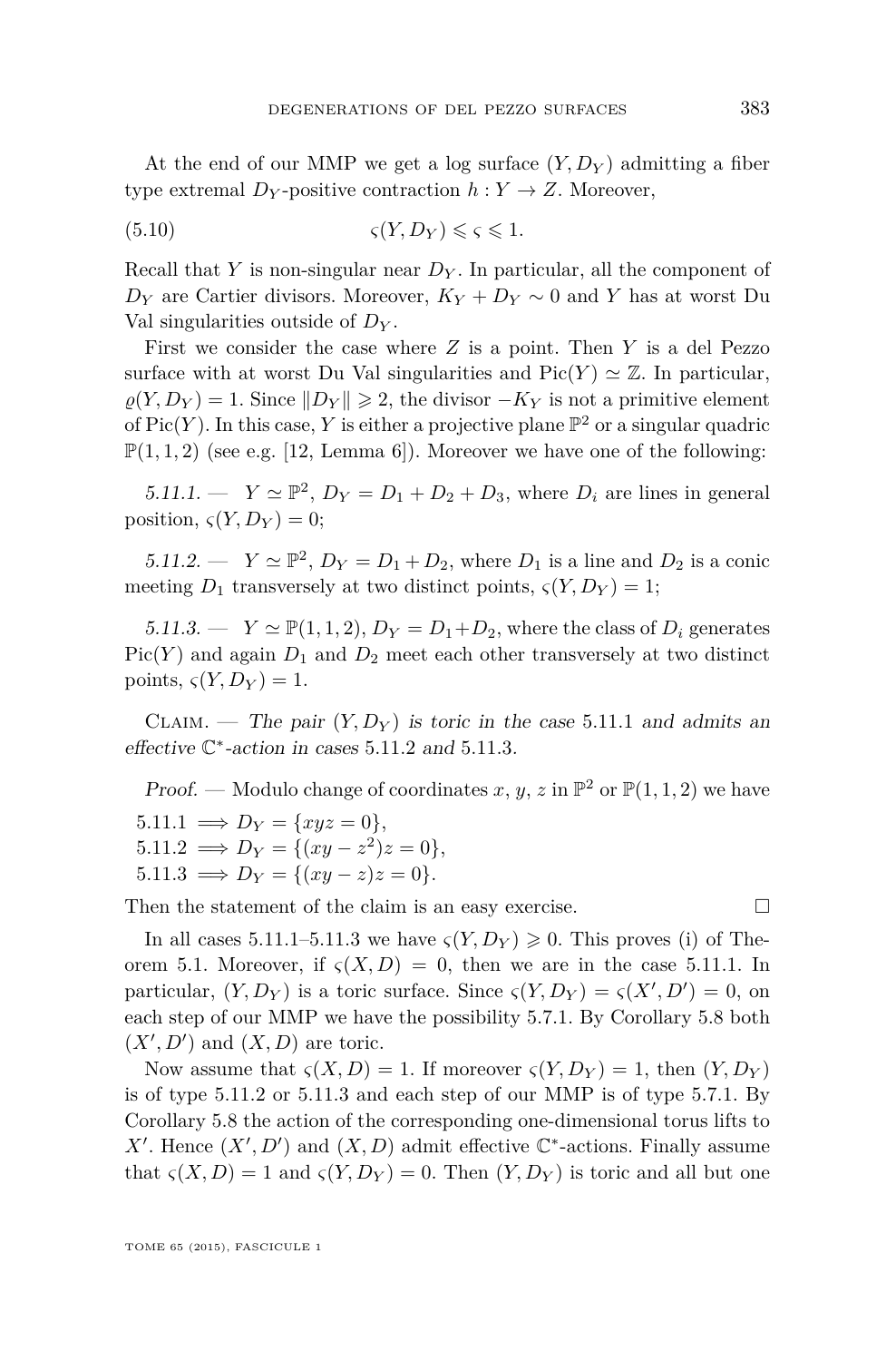At the end of our MMP we get a log surface $(Y, D_Y)$ admitting a fiber type extremal $D_Y$-positive contraction $h : Y \to Z$. Moreover,

$$\varsigma(Y, D_Y) \leqslant \varsigma \leqslant 1. \tag{5.10}$$

Recall that $Y$ is non-singular near $D_Y$. In particular, all the component of $D_Y$ are Cartier divisors. Moreover, $K_Y + D_Y \sim 0$ and $Y$ has at worst Du Val singularities outside of $D_Y$.

First we consider the case where $Z$ is a point. Then $Y$ is a del Pezzo surface with at worst Du Val singularities and $\operatorname{Pic}(Y) \simeq \mathbb{Z}$. In particular, $\varrho(Y, D_Y) = 1$. Since $\|D_Y\| \geqslant 2$, the divisor $-K_Y$ is not a primitive element of $\operatorname{Pic}(Y)$. In this case, $Y$ is either a projective plane $\mathbb{P}^2$ or a singular quadric $\mathbb{P}(1, 1, 2)$ (see e.g. [12, Lemma 6]). Moreover we have one of the following:

*5.11.1.* — $Y \simeq \mathbb{P}^2$, $D_Y = D_1 + D_2 + D_3$, where $D_i$ are lines in general position, $\varsigma(Y, D_Y) = 0$;

*5.11.2.* — $Y \simeq \mathbb{P}^2$, $D_Y = D_1 + D_2$, where $D_1$ is a line and $D_2$ is a conic meeting $D_1$ transversely at two distinct points, $\varsigma(Y, D_Y) = 1$;

*5.11.3.* — $Y \simeq \mathbb{P}(1, 1, 2)$, $D_Y = D_1 + D_2$, where the class of $D_i$ generates $\operatorname{Pic}(Y)$ and again $D_1$ and $D_2$ meet each other transversely at two distinct points, $\varsigma(Y, D_Y) = 1$.

Claim. — *The pair $(Y, D_Y)$ is toric in the case 5.11.1 and admits an effective $\mathbb{C}^*$-action in cases 5.11.2 and 5.11.3.*

*Proof.* — Modulo change of coordinates $x$, $y$, $z$ in $\mathbb{P}^2$ or $\mathbb{P}(1, 1, 2)$ we have

5.11.1 $\Longrightarrow D_Y = \{xyz = 0\}$,
5.11.2 $\Longrightarrow D_Y = \{(xy - z^2)z = 0\}$,
5.11.3 $\Longrightarrow D_Y = \{(xy - z)z = 0\}$.

Then the statement of the claim is an easy exercise. □

In all cases 5.11.1–5.11.3 we have $\varsigma(Y, D_Y) \geqslant 0$. This proves (i) of Theorem 5.1. Moreover, if $\varsigma(X, D) = 0$, then we are in the case 5.11.1. In particular, $(Y, D_Y)$ is a toric surface. Since $\varsigma(Y, D_Y) = \varsigma(X', D') = 0$, on each step of our MMP we have the possibility 5.7.1. By Corollary 5.8 both $(X', D')$ and $(X, D)$ are toric.

Now assume that $\varsigma(X, D) = 1$. If moreover $\varsigma(Y, D_Y) = 1$, then $(Y, D_Y)$ is of type 5.11.2 or 5.11.3 and each step of our MMP is of type 5.7.1. By Corollary 5.8 the action of the corresponding one-dimensional torus lifts to $X'$. Hence $(X', D')$ and $(X, D)$ admit effective $\mathbb{C}^*$-actions. Finally assume that $\varsigma(X, D) = 1$ and $\varsigma(Y, D_Y) = 0$. Then $(Y, D_Y)$ is toric and all but one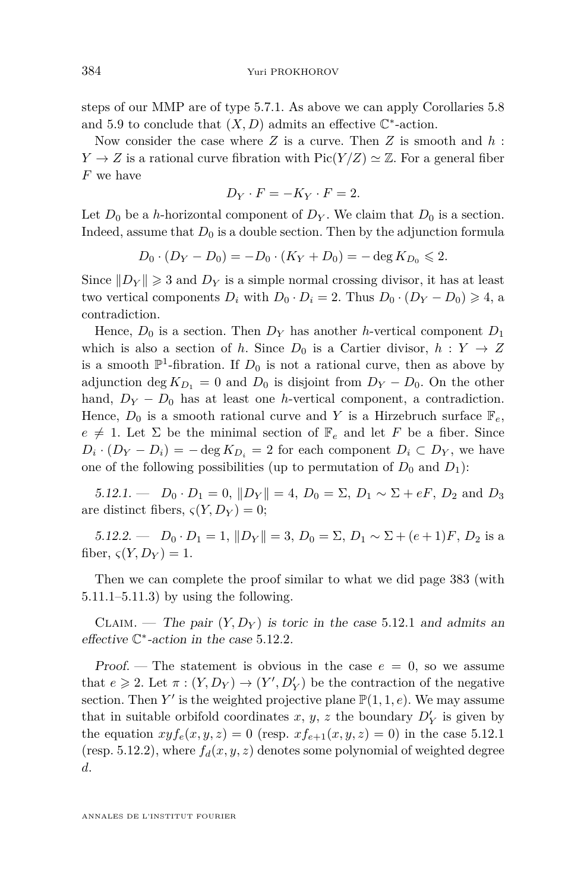steps of our MMP are of type 5.7.1. As above we can apply Corollaries 5.8 and 5.9 to conclude that $(X, D)$ admits an effective $\mathbb{C}^*$-action.

Now consider the case where $Z$ is a curve. Then $Z$ is smooth and $h : Y \to Z$ is a rational curve fibration with $\mathrm{Pic}(Y/Z) \simeq \mathbb{Z}$. For a general fiber $F$ we have

$$D_Y \cdot F = -K_Y \cdot F = 2.$$

Let $D_0$ be a $h$-horizontal component of $D_Y$. We claim that $D_0$ is a section. Indeed, assume that $D_0$ is a double section. Then by the adjunction formula

$$D_0 \cdot (D_Y - D_0) = -D_0 \cdot (K_Y + D_0) = -\deg K_{D_0} \leqslant 2.$$

Since $\|D_Y\| \geqslant 3$ and $D_Y$ is a simple normal crossing divisor, it has at least two vertical components $D_i$ with $D_0 \cdot D_i = 2$. Thus $D_0 \cdot (D_Y - D_0) \geqslant 4$, a contradiction.

Hence, $D_0$ is a section. Then $D_Y$ has another $h$-vertical component $D_1$ which is also a section of $h$. Since $D_0$ is a Cartier divisor, $h : Y \to Z$ is a smooth $\mathbb{P}^1$-fibration. If $D_0$ is not a rational curve, then as above by adjunction $\deg K_{D_1} = 0$ and $D_0$ is disjoint from $D_Y - D_0$. On the other hand, $D_Y - D_0$ has at least one $h$-vertical component, a contradiction. Hence, $D_0$ is a smooth rational curve and $Y$ is a Hirzebruch surface $\mathbb{F}_e$, $e \neq 1$. Let $\Sigma$ be the minimal section of $\mathbb{F}_e$ and let $F$ be a fiber. Since $D_i \cdot (D_Y - D_i) = -\deg K_{D_i} = 2$ for each component $D_i \subset D_Y$, we have one of the following possibilities (up to permutation of $D_0$ and $D_1$):

*5.12.1.* — $D_0 \cdot D_1 = 0$, $\|D_Y\| = 4$, $D_0 = \Sigma$, $D_1 \sim \Sigma + eF$, $D_2$ and $D_3$ are distinct fibers, $\varsigma(Y, D_Y) = 0$;

*5.12.2.* — $D_0 \cdot D_1 = 1$, $\|D_Y\| = 3$, $D_0 = \Sigma$, $D_1 \sim \Sigma + (e+1)F$, $D_2$ is a fiber, $\varsigma(Y, D_Y) = 1$.

Then we can complete the proof similar to what we did page 383 (with 5.11.1–5.11.3) by using the following.

Claim. — *The pair $(Y, D_Y)$ is toric in the case* 5.12.1 *and admits an effective $\mathbb{C}^*$-action in the case* 5.12.2.

*Proof.* — The statement is obvious in the case $e = 0$, so we assume that $e \geqslant 2$. Let $\pi : (Y, D_Y) \to (Y', D'_Y)$ be the contraction of the negative section. Then $Y'$ is the weighted projective plane $\mathbb{P}(1, 1, e)$. We may assume that in suitable orbifold coordinates $x$, $y$, $z$ the boundary $D'_Y$ is given by the equation $xyf_e(x, y, z) = 0$ (resp. $xf_{e+1}(x, y, z) = 0$) in the case 5.12.1 (resp. 5.12.2), where $f_d(x, y, z)$ denotes some polynomial of weighted degree $d$.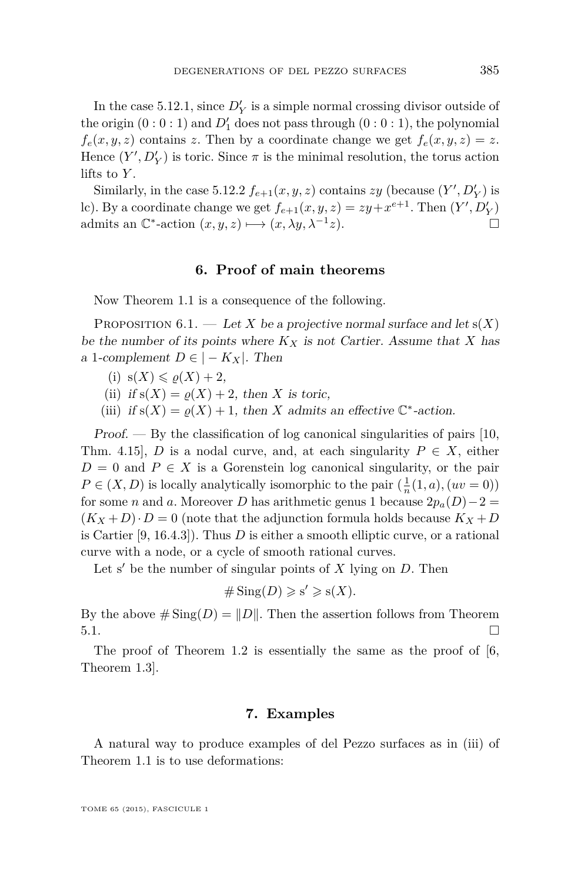In the case 5.12.1, since $D'_Y$ is a simple normal crossing divisor outside of the origin $(0:0:1)$ and $D'_1$ does not pass through $(0:0:1)$, the polynomial $f_e(x,y,z)$ contains $z$. Then by a coordinate change we get $f_e(x,y,z) = z$. Hence $(Y', D'_Y)$ is toric. Since $\pi$ is the minimal resolution, the torus action lifts to $Y$.

Similarly, in the case 5.12.2 $f_{e+1}(x,y,z)$ contains $zy$ (because $(Y', D'_Y)$ is lc). By a coordinate change we get $f_{e+1}(x,y,z) = zy + x^{e+1}$. Then $(Y', D'_Y)$ admits an $\mathbb{C}^*$-action $(x,y,z) \longmapsto (x, \lambda y, \lambda^{-1} z)$. □

## 6. Proof of main theorems

Now Theorem 1.1 is a consequence of the following.

Proposition 6.1. — *Let $X$ be a projective normal surface and let $\mathrm{s}(X)$ be the number of its points where $K_X$ is not Cartier. Assume that $X$ has a 1-complement $D \in |-K_X|$. Then*

(i) $\mathrm{s}(X) \leqslant \varrho(X) + 2$,

(ii) *if* $\mathrm{s}(X) = \varrho(X) + 2$, *then $X$ is toric,*

(iii) *if* $\mathrm{s}(X) = \varrho(X) + 1$, *then $X$ admits an effective $\mathbb{C}^*$-action.*

*Proof.* — By the classification of log canonical singularities of pairs [10, Thm. 4.15], $D$ is a nodal curve, and, at each singularity $P \in X$, either $D = 0$ and $P \in X$ is a Gorenstein log canonical singularity, or the pair $P \in (X, D)$ is locally analytically isomorphic to the pair $(\frac{1}{n}(1,a), (uv = 0))$ for some $n$ and $a$. Moreover $D$ has arithmetic genus 1 because $2p_a(D) - 2 = (K_X + D) \cdot D = 0$ (note that the adjunction formula holds because $K_X + D$ is Cartier [9, 16.4.3]). Thus $D$ is either a smooth elliptic curve, or a rational curve with a node, or a cycle of smooth rational curves.

Let $\mathrm{s}'$ be the number of singular points of $X$ lying on $D$. Then

$$\# \operatorname{Sing}(D) \geqslant \mathrm{s}' \geqslant \mathrm{s}(X).$$

By the above $\# \operatorname{Sing}(D) = \|D\|$. Then the assertion follows from Theorem 5.1. □

The proof of Theorem 1.2 is essentially the same as the proof of [6, Theorem 1.3].

## 7. Examples

A natural way to produce examples of del Pezzo surfaces as in (iii) of Theorem 1.1 is to use deformations: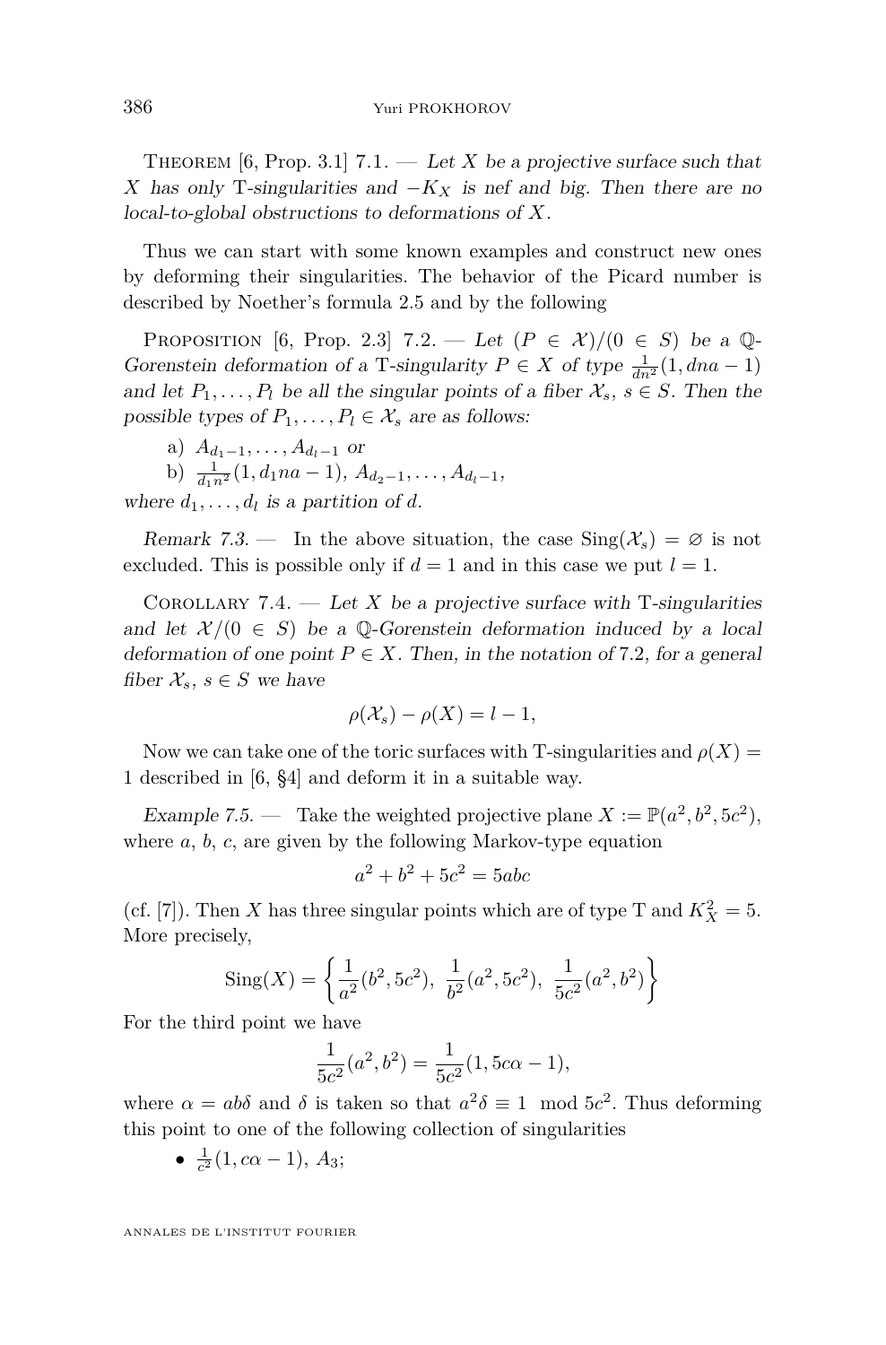Theorem [6, Prop. 3.1] 7.1. — *Let $X$ be a projective surface such that $X$ has only* T*-singularities and $-K_X$ is nef and big. Then there are no local-to-global obstructions to deformations of $X$.*

Thus we can start with some known examples and construct new ones by deforming their singularities. The behavior of the Picard number is described by Noether's formula 2.5 and by the following

Proposition [6, Prop. 2.3] 7.2. — *Let $(P \in \mathcal{X})/(0 \in S)$ be a $\mathbb{Q}$-Gorenstein deformation of a* T*-singularity $P \in X$ of type $\frac{1}{dn^2}(1, dna-1)$ and let $P_1, \ldots, P_l$ be all the singular points of a fiber $\mathcal{X}_s$, $s \in S$. Then the possible types of $P_1, \ldots, P_l \in \mathcal{X}_s$ are as follows:*

a) $A_{d_1-1}, \ldots, A_{d_l-1}$ *or*

b) $\frac{1}{d_1 n^2}(1, d_1 na - 1)$, $A_{d_2-1}, \ldots, A_{d_l-1}$,

*where $d_1, \ldots, d_l$ is a partition of $d$.*

*Remark 7.3.* — In the above situation, the case $\mathrm{Sing}(\mathcal{X}_s) = \varnothing$ is not excluded. This is possible only if $d = 1$ and in this case we put $l = 1$.

Corollary 7.4. — *Let $X$ be a projective surface with* T*-singularities and let $\mathcal{X}/(0 \in S)$ be a $\mathbb{Q}$-Gorenstein deformation induced by a local deformation of one point $P \in X$. Then, in the notation of 7.2, for a general fiber $\mathcal{X}_s$, $s \in S$ we have*

$$\rho(\mathcal{X}_s) - \rho(X) = l - 1,$$

Now we can take one of the toric surfaces with T-singularities and $\rho(X) = 1$ described in [6, §4] and deform it in a suitable way.

*Example 7.5.* — Take the weighted projective plane $X := \mathbb{P}(a^2, b^2, 5c^2)$, where $a$, $b$, $c$, are given by the following Markov-type equation

$$a^2 + b^2 + 5c^2 = 5abc$$

(cf. [7]). Then $X$ has three singular points which are of type T and $K_X^2 = 5$. More precisely,

$$\mathrm{Sing}(X) = \left\{ \frac{1}{a^2}(b^2, 5c^2),\ \frac{1}{b^2}(a^2, 5c^2),\ \frac{1}{5c^2}(a^2, b^2) \right\}$$

For the third point we have

$$\frac{1}{5c^2}(a^2, b^2) = \frac{1}{5c^2}(1, 5c\alpha - 1),$$

where $\alpha = ab\delta$ and $\delta$ is taken so that $a^2\delta \equiv 1 \mod 5c^2$. Thus deforming this point to one of the following collection of singularities

- $\frac{1}{c^2}(1, c\alpha - 1)$, $A_3$;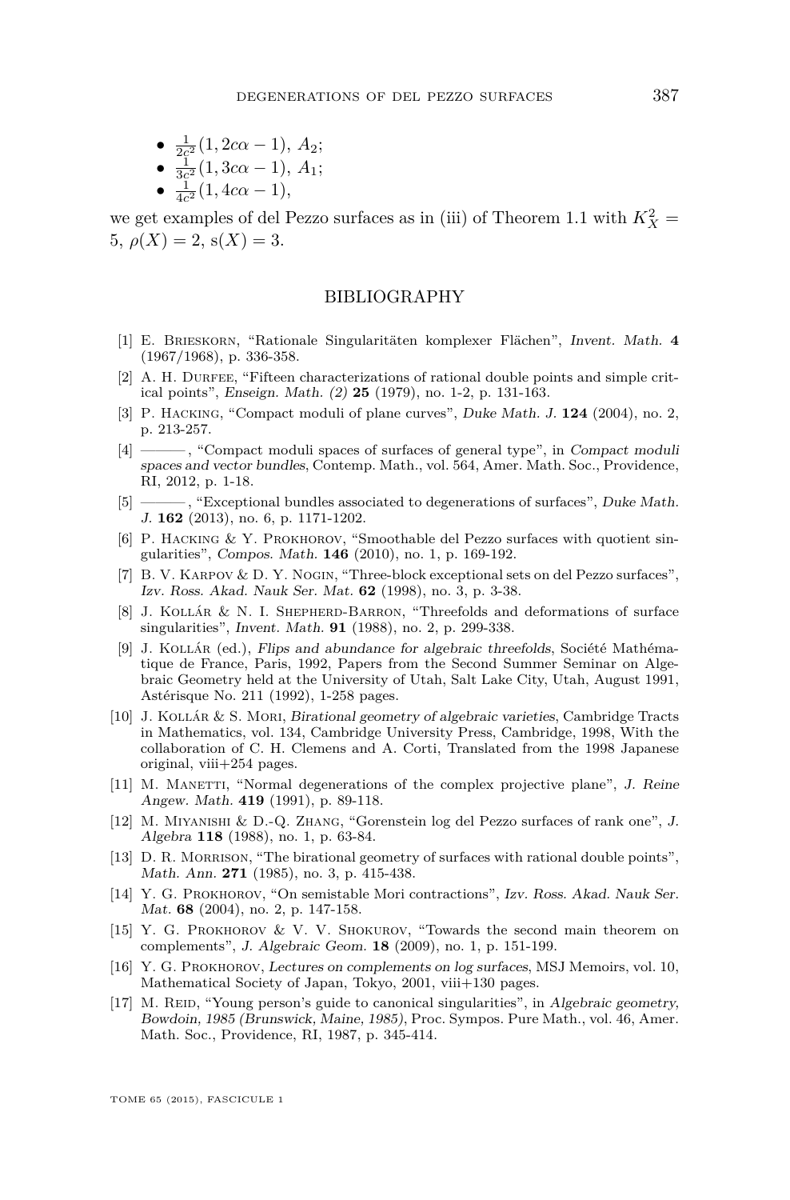- $\frac{1}{2c^2}(1, 2c\alpha - 1)$, $A_2$;
- $\frac{1}{3c^2}(1, 3c\alpha - 1)$, $A_1$;
- $\frac{1}{4c^2}(1, 4c\alpha - 1)$,

we get examples of del Pezzo surfaces as in (iii) of Theorem 1.1 with $K_X^2 = 5$, $\rho(X) = 2$, $\mathrm{s}(X) = 3$.

## BIBLIOGRAPHY

[1] E. Brieskorn, "Rationale Singularitäten komplexer Flächen", *Invent. Math.* **4** (1967/1968), p. 336-358.

[2] A. H. Durfee, "Fifteen characterizations of rational double points and simple critical points", *Enseign. Math. (2)* **25** (1979), no. 1-2, p. 131-163.

[3] P. Hacking, "Compact moduli of plane curves", *Duke Math. J.* **124** (2004), no. 2, p. 213-257.

[4] ———, "Compact moduli spaces of surfaces of general type", in *Compact moduli spaces and vector bundles*, Contemp. Math., vol. 564, Amer. Math. Soc., Providence, RI, 2012, p. 1-18.

[5] ———, "Exceptional bundles associated to degenerations of surfaces", *Duke Math. J.* **162** (2013), no. 6, p. 1171-1202.

[6] P. Hacking & Y. Prokhorov, "Smoothable del Pezzo surfaces with quotient singularities", *Compos. Math.* **146** (2010), no. 1, p. 169-192.

[7] B. V. Karpov & D. Y. Nogin, "Three-block exceptional sets on del Pezzo surfaces", *Izv. Ross. Akad. Nauk Ser. Mat.* **62** (1998), no. 3, p. 3-38.

[8] J. Kollár & N. I. Shepherd-Barron, "Threefolds and deformations of surface singularities", *Invent. Math.* **91** (1988), no. 2, p. 299-338.

[9] J. Kollár (ed.), *Flips and abundance for algebraic threefolds*, Société Mathématique de France, Paris, 1992, Papers from the Second Summer Seminar on Algebraic Geometry held at the University of Utah, Salt Lake City, Utah, August 1991, Astérisque No. 211 (1992), 1-258 pages.

[10] J. Kollár & S. Mori, *Birational geometry of algebraic varieties*, Cambridge Tracts in Mathematics, vol. 134, Cambridge University Press, Cambridge, 1998, With the collaboration of C. H. Clemens and A. Corti, Translated from the 1998 Japanese original, viii+254 pages.

[11] M. Manetti, "Normal degenerations of the complex projective plane", *J. Reine Angew. Math.* **419** (1991), p. 89-118.

[12] M. Miyanishi & D.-Q. Zhang, "Gorenstein log del Pezzo surfaces of rank one", *J. Algebra* **118** (1988), no. 1, p. 63-84.

[13] D. R. Morrison, "The birational geometry of surfaces with rational double points", *Math. Ann.* **271** (1985), no. 3, p. 415-438.

[14] Y. G. Prokhorov, "On semistable Mori contractions", *Izv. Ross. Akad. Nauk Ser. Mat.* **68** (2004), no. 2, p. 147-158.

[15] Y. G. Prokhorov & V. V. Shokurov, "Towards the second main theorem on complements", *J. Algebraic Geom.* **18** (2009), no. 1, p. 151-199.

[16] Y. G. Prokhorov, *Lectures on complements on log surfaces*, MSJ Memoirs, vol. 10, Mathematical Society of Japan, Tokyo, 2001, viii+130 pages.

[17] M. Reid, "Young person's guide to canonical singularities", in *Algebraic geometry, Bowdoin, 1985 (Brunswick, Maine, 1985)*, Proc. Sympos. Pure Math., vol. 46, Amer. Math. Soc., Providence, RI, 1987, p. 345-414.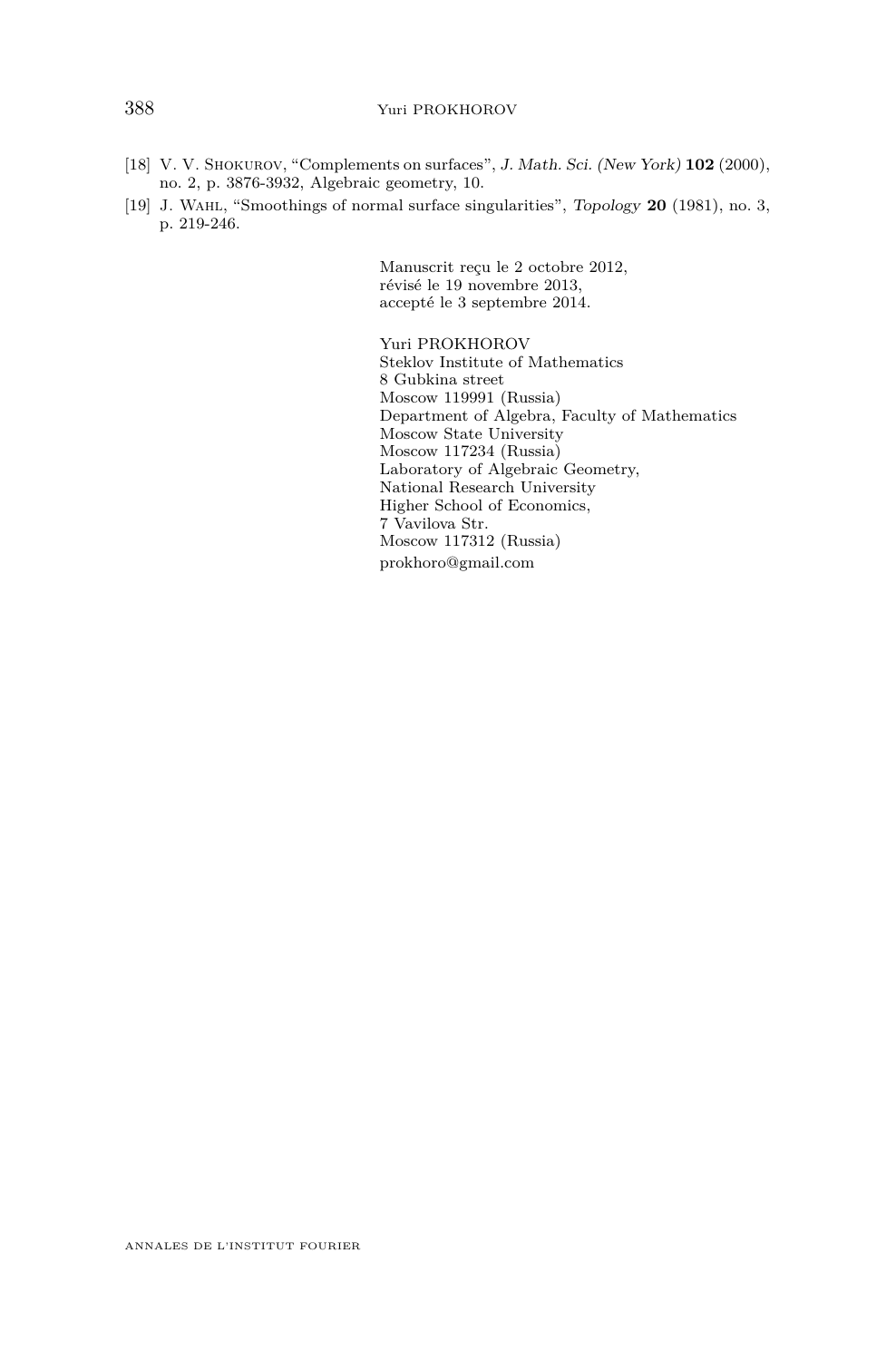[18] V. V. Shokurov, "Complements on surfaces", *J. Math. Sci. (New York)* **102** (2000), no. 2, p. 3876-3932, Algebraic geometry, 10.

[19] J. Wahl, "Smoothings of normal surface singularities", *Topology* **20** (1981), no. 3, p. 219-246.

Manuscrit reçu le 2 octobre 2012,
révisé le 19 novembre 2013,
accepté le 3 septembre 2014.

Yuri PROKHOROV
Steklov Institute of Mathematics
8 Gubkina street
Moscow 119991 (Russia)
Department of Algebra, Faculty of Mathematics
Moscow State University
Moscow 117234 (Russia)
Laboratory of Algebraic Geometry,
National Research University
Higher School of Economics,
7 Vavilova Str.
Moscow 117312 (Russia)
prokhoro@gmail.com